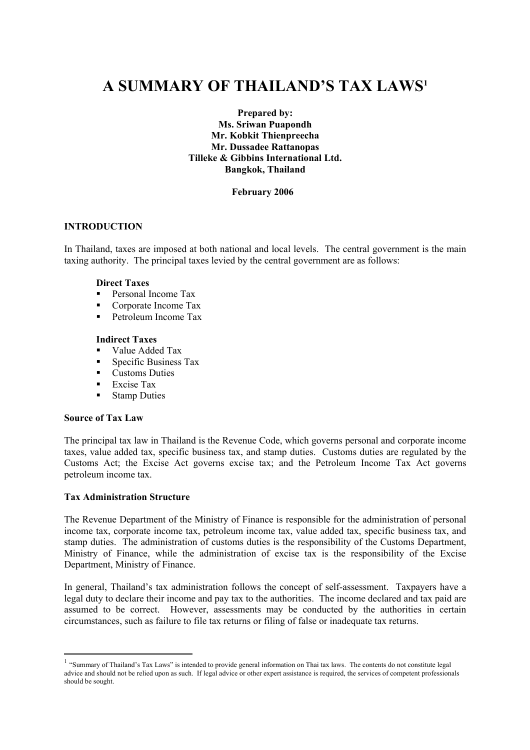# A SUMMARY OF THAILAND'S TAX LAWS[1]

**Prepared by:**
**Ms. Sriwan Puapondh**
**Mr. Kobkit Thienpreecha**
**Mr. Dussadee Rattanopas**
**Tilleke & Gibbins International Ltd.**
**Bangkok, Thailand**

**February 2006**

## INTRODUCTION

In Thailand, taxes are imposed at both national and local levels. The central government is the main taxing authority. The principal taxes levied by the central government are as follows:

**Direct Taxes**
- Personal Income Tax
- Corporate Income Tax
- Petroleum Income Tax

**Indirect Taxes**
- Value Added Tax
- Specific Business Tax
- Customs Duties
- Excise Tax
- Stamp Duties

### Source of Tax Law

The principal tax law in Thailand is the Revenue Code, which governs personal and corporate income taxes, value added tax, specific business tax, and stamp duties. Customs duties are regulated by the Customs Act; the Excise Act governs excise tax; and the Petroleum Income Tax Act governs petroleum income tax.

### Tax Administration Structure

The Revenue Department of the Ministry of Finance is responsible for the administration of personal income tax, corporate income tax, petroleum income tax, value added tax, specific business tax, and stamp duties. The administration of customs duties is the responsibility of the Customs Department, Ministry of Finance, while the administration of excise tax is the responsibility of the Excise Department, Ministry of Finance.

In general, Thailand's tax administration follows the concept of self-assessment. Taxpayers have a legal duty to declare their income and pay tax to the authorities. The income declared and tax paid are assumed to be correct. However, assessments may be conducted by the authorities in certain circumstances, such as failure to file tax returns or filing of false or inadequate tax returns.

---

[1] "Summary of Thailand's Tax Laws" is intended to provide general information on Thai tax laws. The contents do not constitute legal advice and should not be relied upon as such. If legal advice or other expert assistance is required, the services of competent professionals should be sought.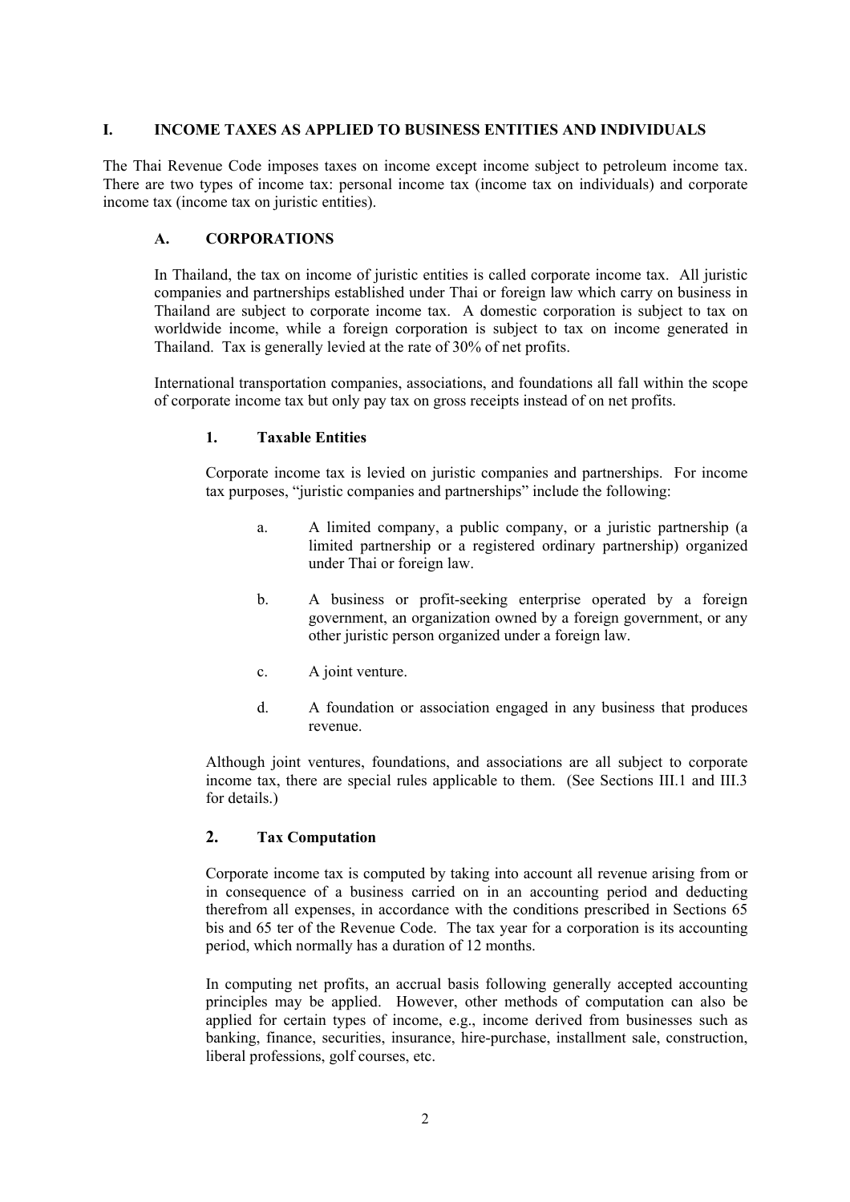# I. INCOME TAXES AS APPLIED TO BUSINESS ENTITIES AND INDIVIDUALS

The Thai Revenue Code imposes taxes on income except income subject to petroleum income tax. There are two types of income tax: personal income tax (income tax on individuals) and corporate income tax (income tax on juristic entities).

## A. CORPORATIONS

In Thailand, the tax on income of juristic entities is called corporate income tax. All juristic companies and partnerships established under Thai or foreign law which carry on business in Thailand are subject to corporate income tax. A domestic corporation is subject to tax on worldwide income, while a foreign corporation is subject to tax on income generated in Thailand. Tax is generally levied at the rate of 30% of net profits.

International transportation companies, associations, and foundations all fall within the scope of corporate income tax but only pay tax on gross receipts instead of on net profits.

### 1. Taxable Entities

Corporate income tax is levied on juristic companies and partnerships. For income tax purposes, "juristic companies and partnerships" include the following:

a. A limited company, a public company, or a juristic partnership (a limited partnership or a registered ordinary partnership) organized under Thai or foreign law.

b. A business or profit-seeking enterprise operated by a foreign government, an organization owned by a foreign government, or any other juristic person organized under a foreign law.

c. A joint venture.

d. A foundation or association engaged in any business that produces revenue.

Although joint ventures, foundations, and associations are all subject to corporate income tax, there are special rules applicable to them. (See Sections III.1 and III.3 for details.)

### 2. Tax Computation

Corporate income tax is computed by taking into account all revenue arising from or in consequence of a business carried on in an accounting period and deducting therefrom all expenses, in accordance with the conditions prescribed in Sections 65 bis and 65 ter of the Revenue Code. The tax year for a corporation is its accounting period, which normally has a duration of 12 months.

In computing net profits, an accrual basis following generally accepted accounting principles may be applied. However, other methods of computation can also be applied for certain types of income, e.g., income derived from businesses such as banking, finance, securities, insurance, hire-purchase, installment sale, construction, liberal professions, golf courses, etc.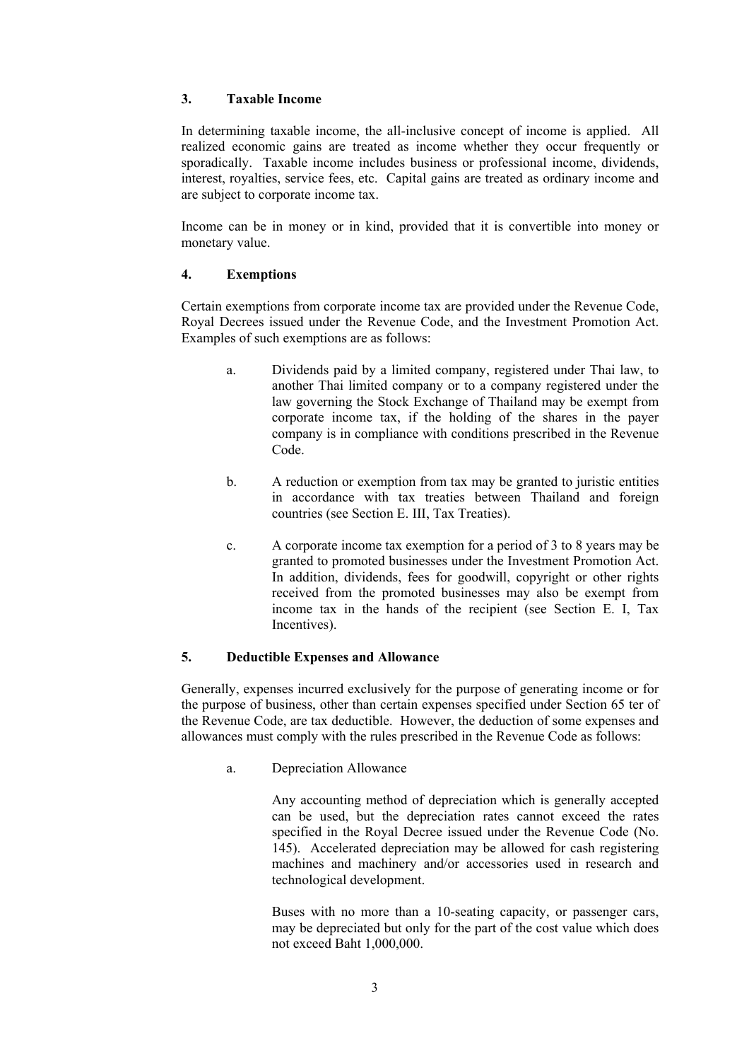## 3. Taxable Income

In determining taxable income, the all-inclusive concept of income is applied. All realized economic gains are treated as income whether they occur frequently or sporadically. Taxable income includes business or professional income, dividends, interest, royalties, service fees, etc. Capital gains are treated as ordinary income and are subject to corporate income tax.

Income can be in money or in kind, provided that it is convertible into money or monetary value.

## 4. Exemptions

Certain exemptions from corporate income tax are provided under the Revenue Code, Royal Decrees issued under the Revenue Code, and the Investment Promotion Act. Examples of such exemptions are as follows:

a. Dividends paid by a limited company, registered under Thai law, to another Thai limited company or to a company registered under the law governing the Stock Exchange of Thailand may be exempt from corporate income tax, if the holding of the shares in the payer company is in compliance with conditions prescribed in the Revenue Code.

b. A reduction or exemption from tax may be granted to juristic entities in accordance with tax treaties between Thailand and foreign countries (see Section E. III, Tax Treaties).

c. A corporate income tax exemption for a period of 3 to 8 years may be granted to promoted businesses under the Investment Promotion Act. In addition, dividends, fees for goodwill, copyright or other rights received from the promoted businesses may also be exempt from income tax in the hands of the recipient (see Section E. I, Tax Incentives).

## 5. Deductible Expenses and Allowance

Generally, expenses incurred exclusively for the purpose of generating income or for the purpose of business, other than certain expenses specified under Section 65 ter of the Revenue Code, are tax deductible. However, the deduction of some expenses and allowances must comply with the rules prescribed in the Revenue Code as follows:

a. Depreciation Allowance

Any accounting method of depreciation which is generally accepted can be used, but the depreciation rates cannot exceed the rates specified in the Royal Decree issued under the Revenue Code (No. 145). Accelerated depreciation may be allowed for cash registering machines and machinery and/or accessories used in research and technological development.

Buses with no more than a 10-seating capacity, or passenger cars, may be depreciated but only for the part of the cost value which does not exceed Baht 1,000,000.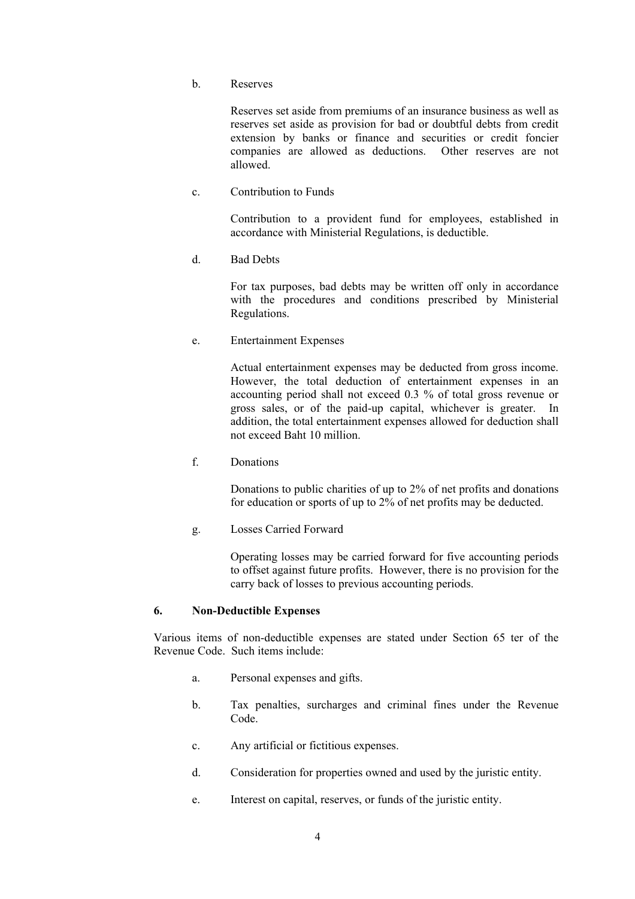b. Reserves

Reserves set aside from premiums of an insurance business as well as reserves set aside as provision for bad or doubtful debts from credit extension by banks or finance and securities or credit foncier companies are allowed as deductions. Other reserves are not allowed.

c. Contribution to Funds

Contribution to a provident fund for employees, established in accordance with Ministerial Regulations, is deductible.

d. Bad Debts

For tax purposes, bad debts may be written off only in accordance with the procedures and conditions prescribed by Ministerial Regulations.

e. Entertainment Expenses

Actual entertainment expenses may be deducted from gross income. However, the total deduction of entertainment expenses in an accounting period shall not exceed 0.3 % of total gross revenue or gross sales, or of the paid-up capital, whichever is greater. In addition, the total entertainment expenses allowed for deduction shall not exceed Baht 10 million.

f. Donations

Donations to public charities of up to 2% of net profits and donations for education or sports of up to 2% of net profits may be deducted.

g. Losses Carried Forward

Operating losses may be carried forward for five accounting periods to offset against future profits. However, there is no provision for the carry back of losses to previous accounting periods.

## 6. Non-Deductible Expenses

Various items of non-deductible expenses are stated under Section 65 ter of the Revenue Code. Such items include:

a. Personal expenses and gifts.

b. Tax penalties, surcharges and criminal fines under the Revenue Code.

c. Any artificial or fictitious expenses.

d. Consideration for properties owned and used by the juristic entity.

e. Interest on capital, reserves, or funds of the juristic entity.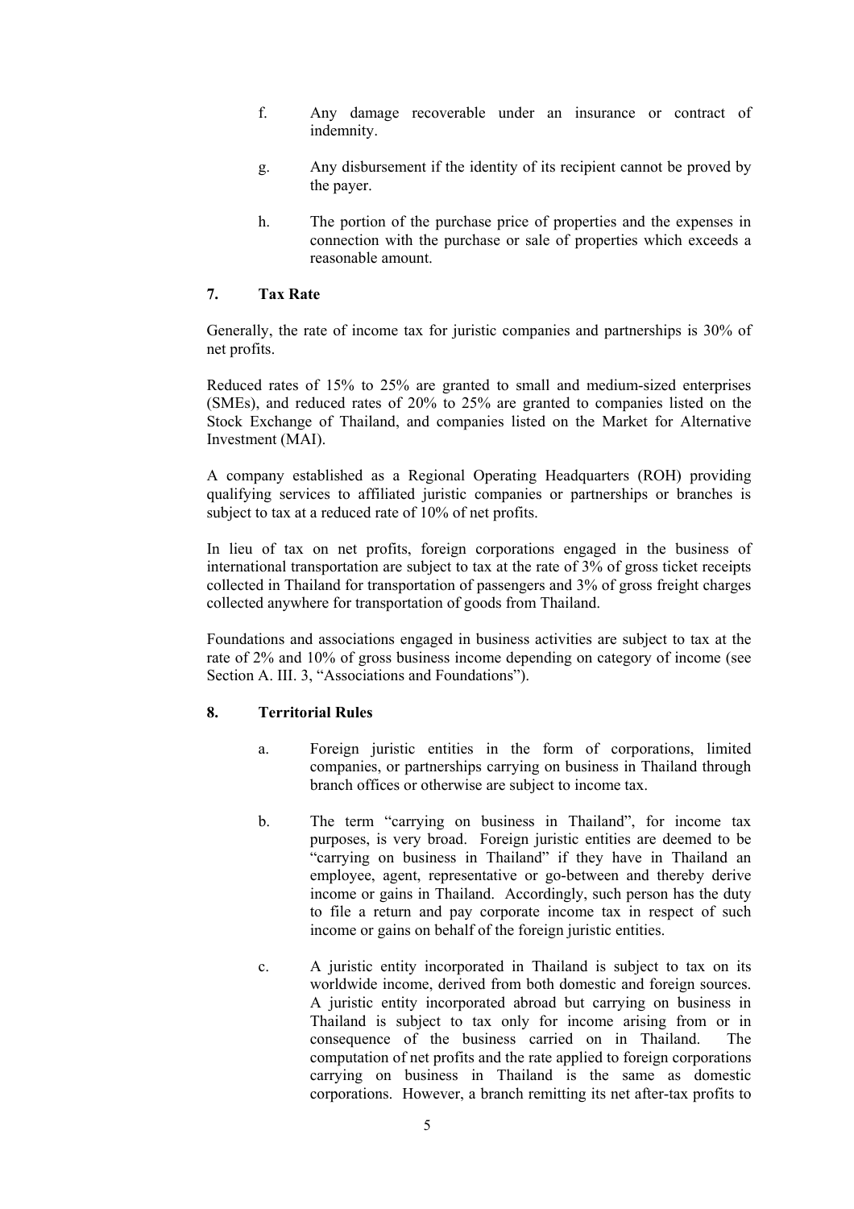f. Any damage recoverable under an insurance or contract of indemnity.

g. Any disbursement if the identity of its recipient cannot be proved by the payer.

h. The portion of the purchase price of properties and the expenses in connection with the purchase or sale of properties which exceeds a reasonable amount.

## 7. Tax Rate

Generally, the rate of income tax for juristic companies and partnerships is 30% of net profits.

Reduced rates of 15% to 25% are granted to small and medium-sized enterprises (SMEs), and reduced rates of 20% to 25% are granted to companies listed on the Stock Exchange of Thailand, and companies listed on the Market for Alternative Investment (MAI).

A company established as a Regional Operating Headquarters (ROH) providing qualifying services to affiliated juristic companies or partnerships or branches is subject to tax at a reduced rate of 10% of net profits.

In lieu of tax on net profits, foreign corporations engaged in the business of international transportation are subject to tax at the rate of 3% of gross ticket receipts collected in Thailand for transportation of passengers and 3% of gross freight charges collected anywhere for transportation of goods from Thailand.

Foundations and associations engaged in business activities are subject to tax at the rate of 2% and 10% of gross business income depending on category of income (see Section A. III. 3, "Associations and Foundations").

## 8. Territorial Rules

a. Foreign juristic entities in the form of corporations, limited companies, or partnerships carrying on business in Thailand through branch offices or otherwise are subject to income tax.

b. The term "carrying on business in Thailand", for income tax purposes, is very broad. Foreign juristic entities are deemed to be "carrying on business in Thailand" if they have in Thailand an employee, agent, representative or go-between and thereby derive income or gains in Thailand. Accordingly, such person has the duty to file a return and pay corporate income tax in respect of such income or gains on behalf of the foreign juristic entities.

c. A juristic entity incorporated in Thailand is subject to tax on its worldwide income, derived from both domestic and foreign sources. A juristic entity incorporated abroad but carrying on business in Thailand is subject to tax only for income arising from or in consequence of the business carried on in Thailand. The computation of net profits and the rate applied to foreign corporations carrying on business in Thailand is the same as domestic corporations. However, a branch remitting its net after-tax profits to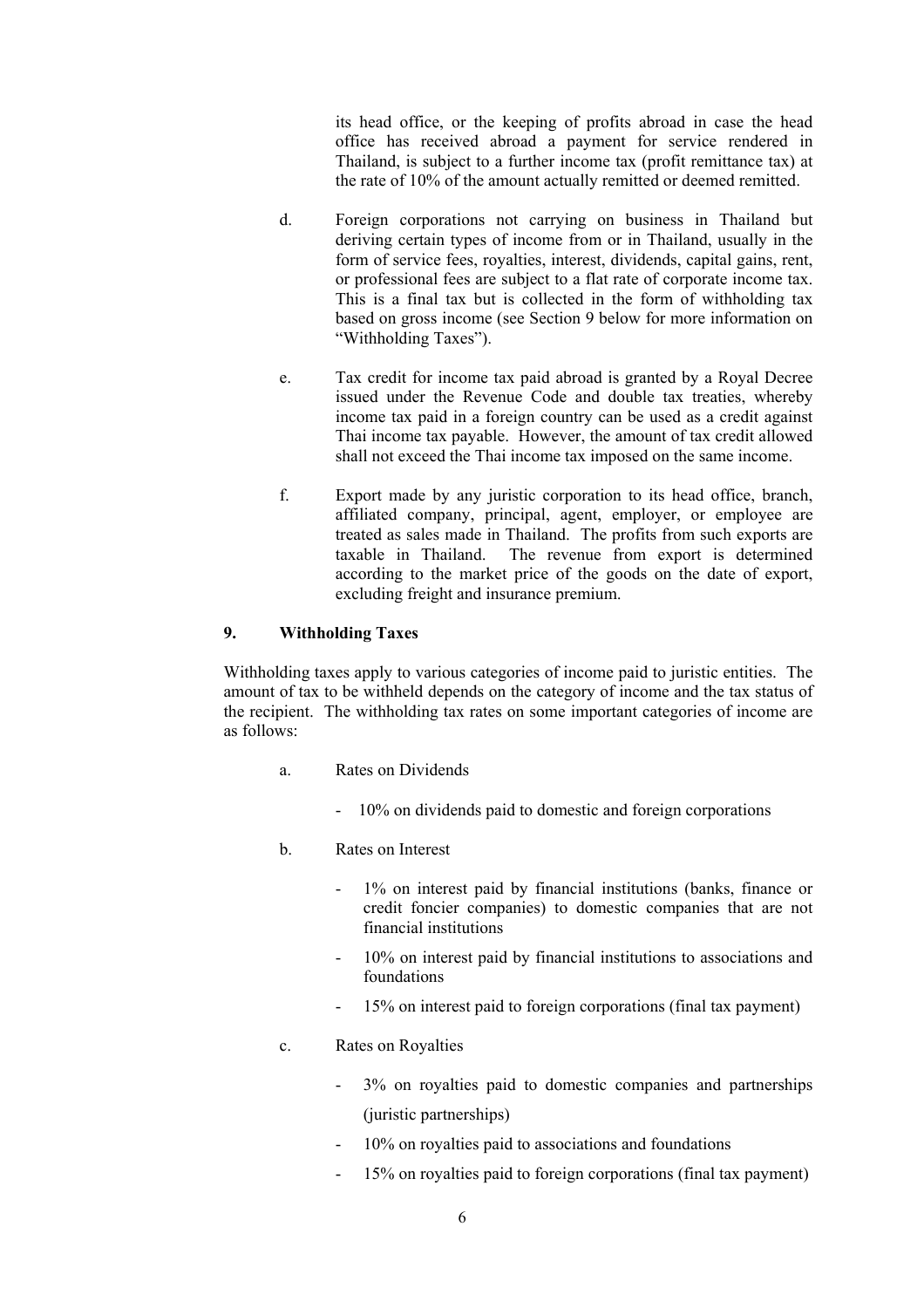its head office, or the keeping of profits abroad in case the head office has received abroad a payment for service rendered in Thailand, is subject to a further income tax (profit remittance tax) at the rate of 10% of the amount actually remitted or deemed remitted.

d. Foreign corporations not carrying on business in Thailand but deriving certain types of income from or in Thailand, usually in the form of service fees, royalties, interest, dividends, capital gains, rent, or professional fees are subject to a flat rate of corporate income tax. This is a final tax but is collected in the form of withholding tax based on gross income (see Section 9 below for more information on "Withholding Taxes").

e. Tax credit for income tax paid abroad is granted by a Royal Decree issued under the Revenue Code and double tax treaties, whereby income tax paid in a foreign country can be used as a credit against Thai income tax payable. However, the amount of tax credit allowed shall not exceed the Thai income tax imposed on the same income.

f. Export made by any juristic corporation to its head office, branch, affiliated company, principal, agent, employer, or employee are treated as sales made in Thailand. The profits from such exports are taxable in Thailand. The revenue from export is determined according to the market price of the goods on the date of export, excluding freight and insurance premium.

## 9. Withholding Taxes

Withholding taxes apply to various categories of income paid to juristic entities. The amount of tax to be withheld depends on the category of income and the tax status of the recipient. The withholding tax rates on some important categories of income are as follows:

a. Rates on Dividends

- 10% on dividends paid to domestic and foreign corporations

b. Rates on Interest

- 1% on interest paid by financial institutions (banks, finance or credit foncier companies) to domestic companies that are not financial institutions
- 10% on interest paid by financial institutions to associations and foundations
- 15% on interest paid to foreign corporations (final tax payment)

c. Rates on Royalties

- 3% on royalties paid to domestic companies and partnerships (juristic partnerships)
- 10% on royalties paid to associations and foundations
- 15% on royalties paid to foreign corporations (final tax payment)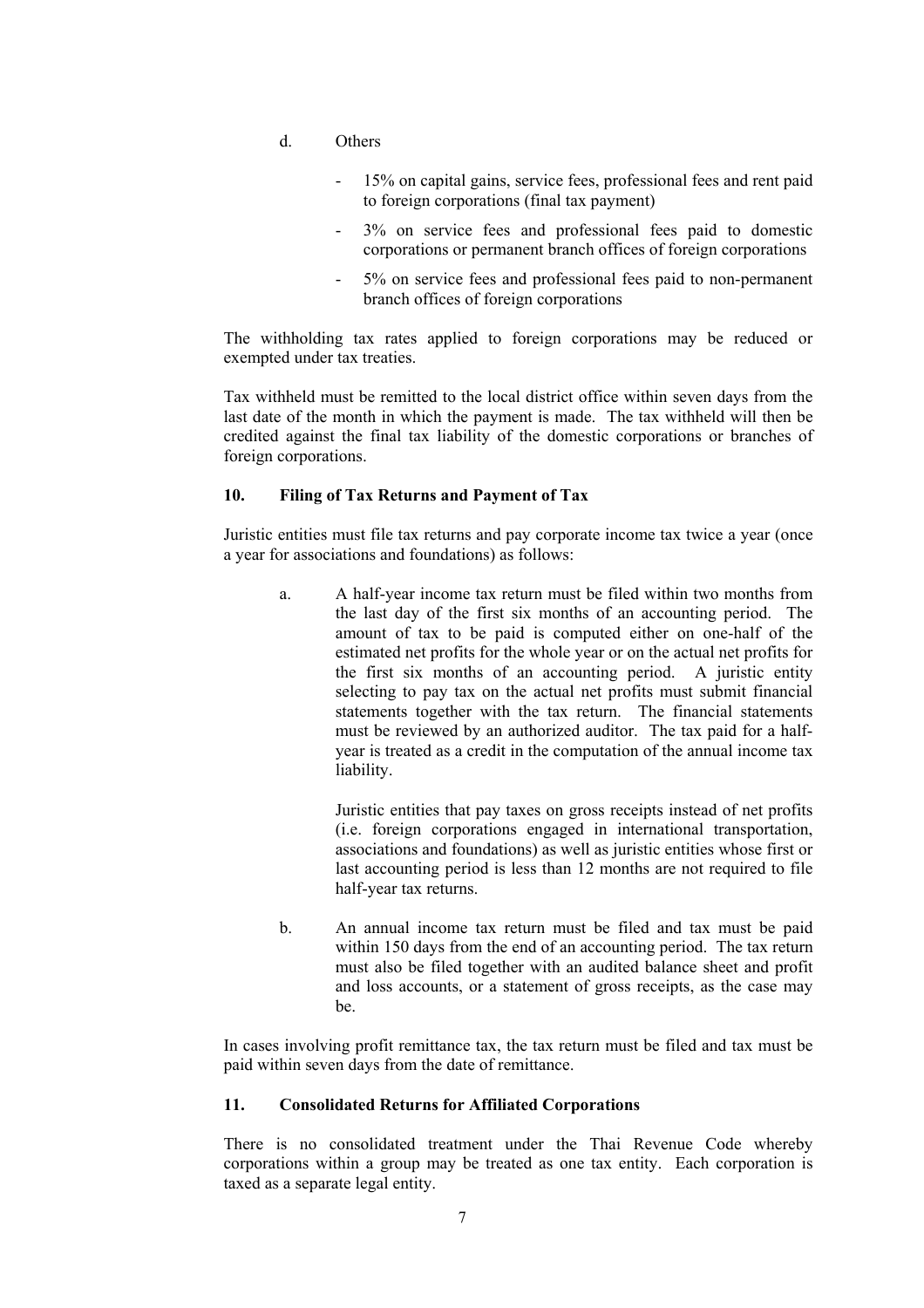d. Others

- 15% on capital gains, service fees, professional fees and rent paid to foreign corporations (final tax payment)
- 3% on service fees and professional fees paid to domestic corporations or permanent branch offices of foreign corporations
- 5% on service fees and professional fees paid to non-permanent branch offices of foreign corporations

The withholding tax rates applied to foreign corporations may be reduced or exempted under tax treaties.

Tax withheld must be remitted to the local district office within seven days from the last date of the month in which the payment is made. The tax withheld will then be credited against the final tax liability of the domestic corporations or branches of foreign corporations.

## 10. Filing of Tax Returns and Payment of Tax

Juristic entities must file tax returns and pay corporate income tax twice a year (once a year for associations and foundations) as follows:

a. A half-year income tax return must be filed within two months from the last day of the first six months of an accounting period. The amount of tax to be paid is computed either on one-half of the estimated net profits for the whole year or on the actual net profits for the first six months of an accounting period. A juristic entity selecting to pay tax on the actual net profits must submit financial statements together with the tax return. The financial statements must be reviewed by an authorized auditor. The tax paid for a half-year is treated as a credit in the computation of the annual income tax liability.

   Juristic entities that pay taxes on gross receipts instead of net profits (i.e. foreign corporations engaged in international transportation, associations and foundations) as well as juristic entities whose first or last accounting period is less than 12 months are not required to file half-year tax returns.

b. An annual income tax return must be filed and tax must be paid within 150 days from the end of an accounting period. The tax return must also be filed together with an audited balance sheet and profit and loss accounts, or a statement of gross receipts, as the case may be.

In cases involving profit remittance tax, the tax return must be filed and tax must be paid within seven days from the date of remittance.

## 11. Consolidated Returns for Affiliated Corporations

There is no consolidated treatment under the Thai Revenue Code whereby corporations within a group may be treated as one tax entity. Each corporation is taxed as a separate legal entity.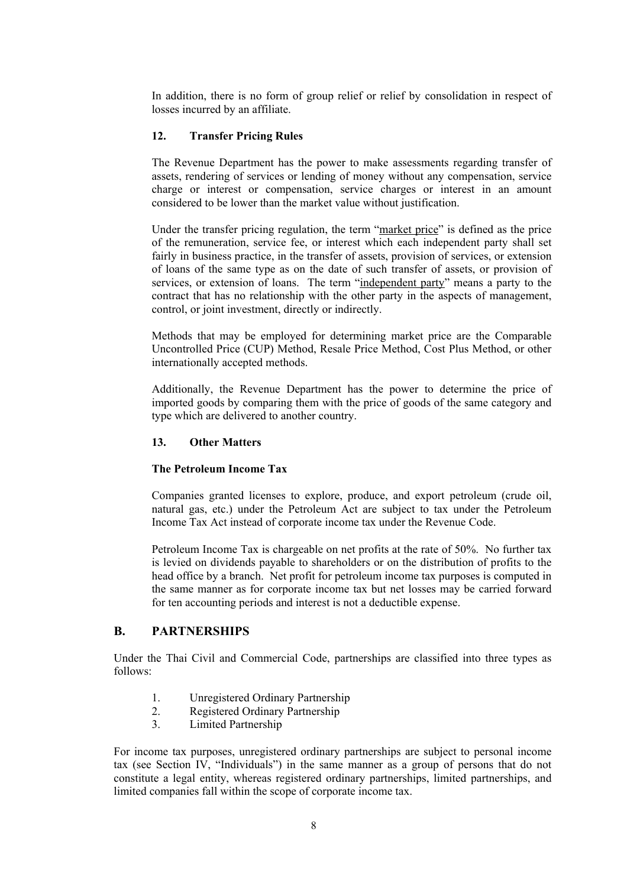In addition, there is no form of group relief or relief by consolidation in respect of losses incurred by an affiliate.

### 12. Transfer Pricing Rules

The Revenue Department has the power to make assessments regarding transfer of assets, rendering of services or lending of money without any compensation, service charge or interest or compensation, service charges or interest in an amount considered to be lower than the market value without justification.

Under the transfer pricing regulation, the term "market price" is defined as the price of the remuneration, service fee, or interest which each independent party shall set fairly in business practice, in the transfer of assets, provision of services, or extension of loans of the same type as on the date of such transfer of assets, or provision of services, or extension of loans. The term "independent party" means a party to the contract that has no relationship with the other party in the aspects of management, control, or joint investment, directly or indirectly.

Methods that may be employed for determining market price are the Comparable Uncontrolled Price (CUP) Method, Resale Price Method, Cost Plus Method, or other internationally accepted methods.

Additionally, the Revenue Department has the power to determine the price of imported goods by comparing them with the price of goods of the same category and type which are delivered to another country.

### 13. Other Matters

**The Petroleum Income Tax**

Companies granted licenses to explore, produce, and export petroleum (crude oil, natural gas, etc.) under the Petroleum Act are subject to tax under the Petroleum Income Tax Act instead of corporate income tax under the Revenue Code.

Petroleum Income Tax is chargeable on net profits at the rate of 50%. No further tax is levied on dividends payable to shareholders or on the distribution of profits to the head office by a branch. Net profit for petroleum income tax purposes is computed in the same manner as for corporate income tax but net losses may be carried forward for ten accounting periods and interest is not a deductible expense.

## B. PARTNERSHIPS

Under the Thai Civil and Commercial Code, partnerships are classified into three types as follows:

1. Unregistered Ordinary Partnership
2. Registered Ordinary Partnership
3. Limited Partnership

For income tax purposes, unregistered ordinary partnerships are subject to personal income tax (see Section IV, "Individuals") in the same manner as a group of persons that do not constitute a legal entity, whereas registered ordinary partnerships, limited partnerships, and limited companies fall within the scope of corporate income tax.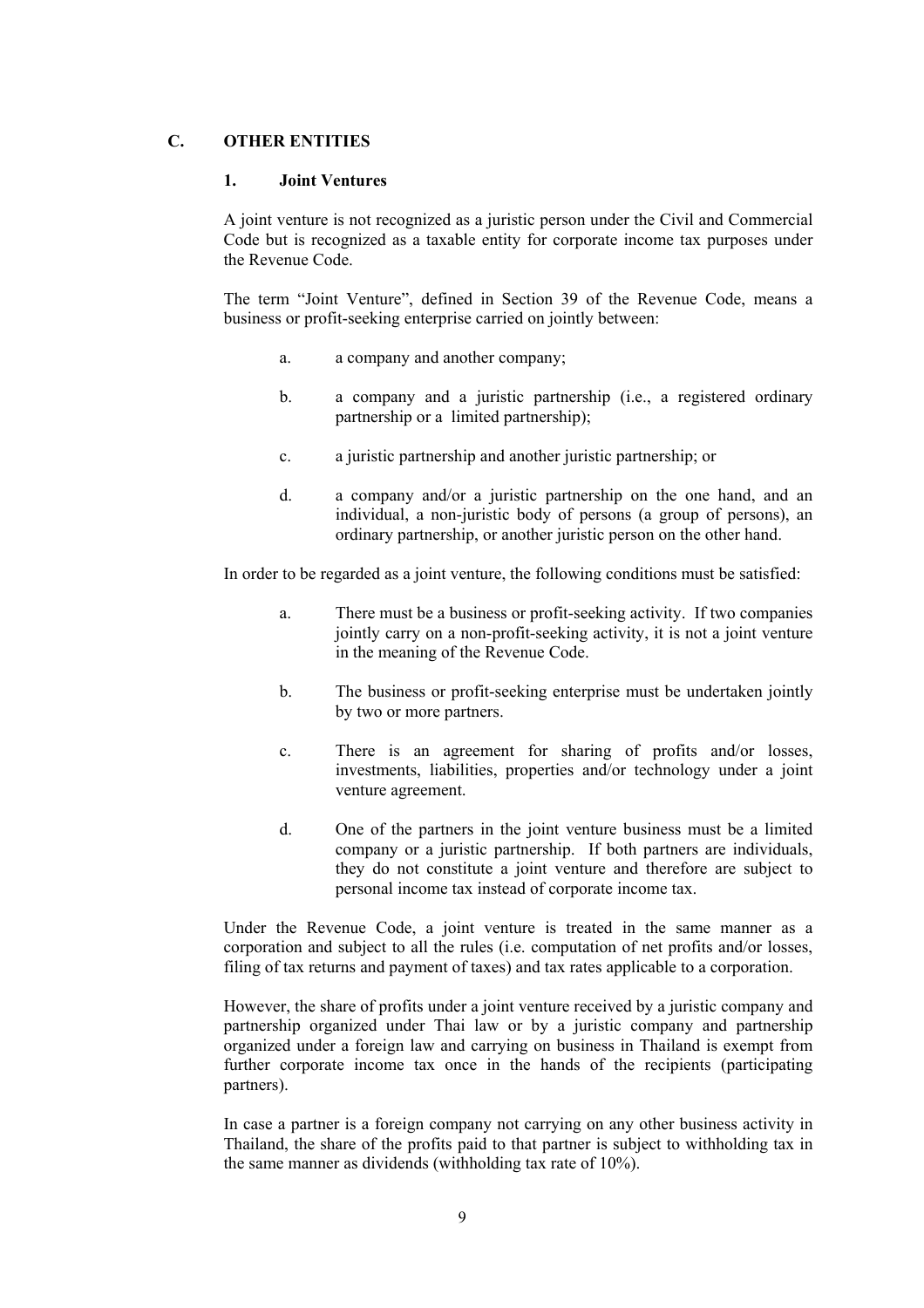## C. OTHER ENTITIES

### 1. Joint Ventures

A joint venture is not recognized as a juristic person under the Civil and Commercial Code but is recognized as a taxable entity for corporate income tax purposes under the Revenue Code.

The term "Joint Venture", defined in Section 39 of the Revenue Code, means a business or profit-seeking enterprise carried on jointly between:

a. a company and another company;

b. a company and a juristic partnership (i.e., a registered ordinary partnership or a limited partnership);

c. a juristic partnership and another juristic partnership; or

d. a company and/or a juristic partnership on the one hand, and an individual, a non-juristic body of persons (a group of persons), an ordinary partnership, or another juristic person on the other hand.

In order to be regarded as a joint venture, the following conditions must be satisfied:

a. There must be a business or profit-seeking activity. If two companies jointly carry on a non-profit-seeking activity, it is not a joint venture in the meaning of the Revenue Code.

b. The business or profit-seeking enterprise must be undertaken jointly by two or more partners.

c. There is an agreement for sharing of profits and/or losses, investments, liabilities, properties and/or technology under a joint venture agreement.

d. One of the partners in the joint venture business must be a limited company or a juristic partnership. If both partners are individuals, they do not constitute a joint venture and therefore are subject to personal income tax instead of corporate income tax.

Under the Revenue Code, a joint venture is treated in the same manner as a corporation and subject to all the rules (i.e. computation of net profits and/or losses, filing of tax returns and payment of taxes) and tax rates applicable to a corporation.

However, the share of profits under a joint venture received by a juristic company and partnership organized under Thai law or by a juristic company and partnership organized under a foreign law and carrying on business in Thailand is exempt from further corporate income tax once in the hands of the recipients (participating partners).

In case a partner is a foreign company not carrying on any other business activity in Thailand, the share of the profits paid to that partner is subject to withholding tax in the same manner as dividends (withholding tax rate of 10%).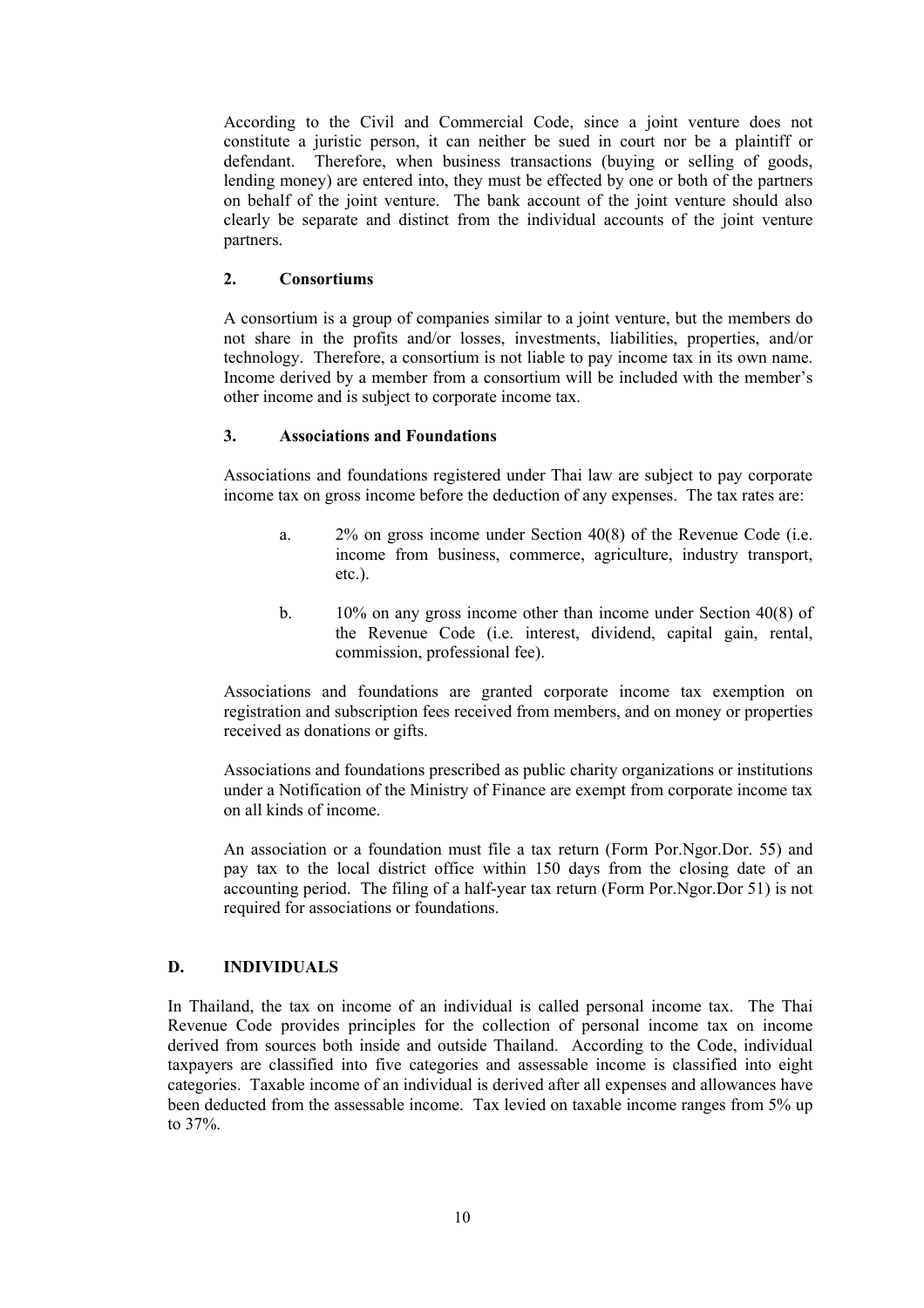According to the Civil and Commercial Code, since a joint venture does not constitute a juristic person, it can neither be sued in court nor be a plaintiff or defendant. Therefore, when business transactions (buying or selling of goods, lending money) are entered into, they must be effected by one or both of the partners on behalf of the joint venture. The bank account of the joint venture should also clearly be separate and distinct from the individual accounts of the joint venture partners.

### 2. Consortiums

A consortium is a group of companies similar to a joint venture, but the members do not share in the profits and/or losses, investments, liabilities, properties, and/or technology. Therefore, a consortium is not liable to pay income tax in its own name. Income derived by a member from a consortium will be included with the member's other income and is subject to corporate income tax.

### 3. Associations and Foundations

Associations and foundations registered under Thai law are subject to pay corporate income tax on gross income before the deduction of any expenses. The tax rates are:

a. 2% on gross income under Section 40(8) of the Revenue Code (i.e. income from business, commerce, agriculture, industry transport, etc.).

b. 10% on any gross income other than income under Section 40(8) of the Revenue Code (i.e. interest, dividend, capital gain, rental, commission, professional fee).

Associations and foundations are granted corporate income tax exemption on registration and subscription fees received from members, and on money or properties received as donations or gifts.

Associations and foundations prescribed as public charity organizations or institutions under a Notification of the Ministry of Finance are exempt from corporate income tax on all kinds of income.

An association or a foundation must file a tax return (Form Por.Ngor.Dor. 55) and pay tax to the local district office within 150 days from the closing date of an accounting period. The filing of a half-year tax return (Form Por.Ngor.Dor 51) is not required for associations or foundations.

## D. INDIVIDUALS

In Thailand, the tax on income of an individual is called personal income tax. The Thai Revenue Code provides principles for the collection of personal income tax on income derived from sources both inside and outside Thailand. According to the Code, individual taxpayers are classified into five categories and assessable income is classified into eight categories. Taxable income of an individual is derived after all expenses and allowances have been deducted from the assessable income. Tax levied on taxable income ranges from 5% up to 37%.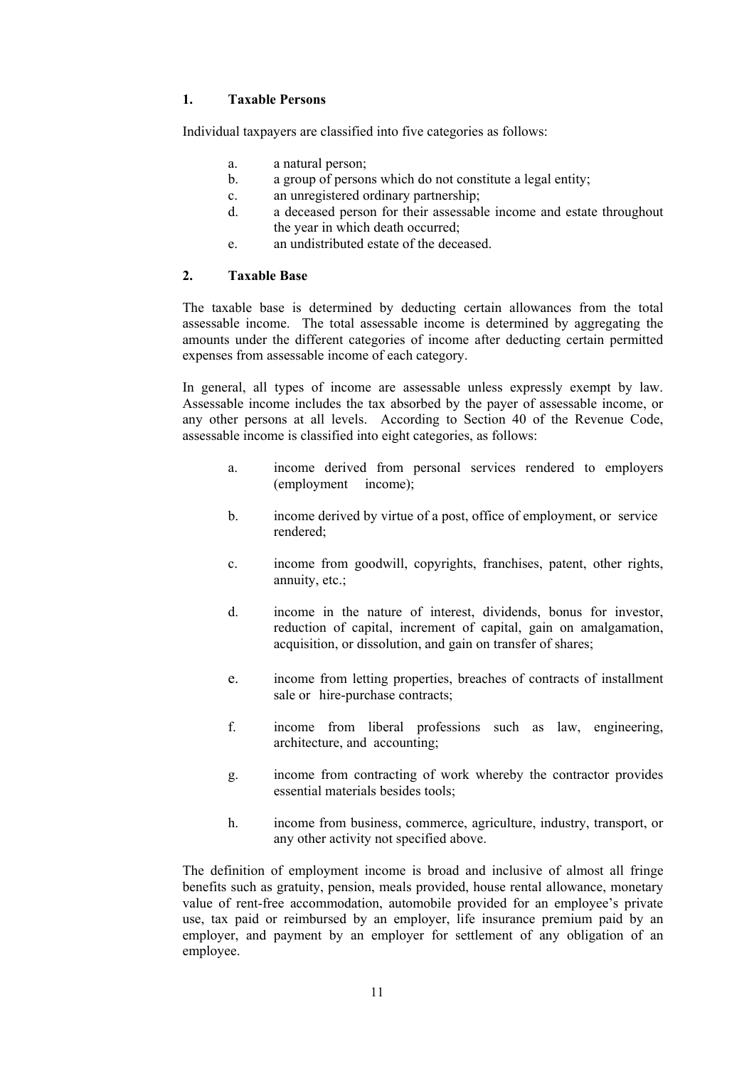## 1. Taxable Persons

Individual taxpayers are classified into five categories as follows:

a. a natural person;
b. a group of persons which do not constitute a legal entity;
c. an unregistered ordinary partnership;
d. a deceased person for their assessable income and estate throughout the year in which death occurred;
e. an undistributed estate of the deceased.

## 2. Taxable Base

The taxable base is determined by deducting certain allowances from the total assessable income. The total assessable income is determined by aggregating the amounts under the different categories of income after deducting certain permitted expenses from assessable income of each category.

In general, all types of income are assessable unless expressly exempt by law. Assessable income includes the tax absorbed by the payer of assessable income, or any other persons at all levels. According to Section 40 of the Revenue Code, assessable income is classified into eight categories, as follows:

a. income derived from personal services rendered to employers (employment income);

b. income derived by virtue of a post, office of employment, or service rendered;

c. income from goodwill, copyrights, franchises, patent, other rights, annuity, etc.;

d. income in the nature of interest, dividends, bonus for investor, reduction of capital, increment of capital, gain on amalgamation, acquisition, or dissolution, and gain on transfer of shares;

e. income from letting properties, breaches of contracts of installment sale or hire-purchase contracts;

f. income from liberal professions such as law, engineering, architecture, and accounting;

g. income from contracting of work whereby the contractor provides essential materials besides tools;

h. income from business, commerce, agriculture, industry, transport, or any other activity not specified above.

The definition of employment income is broad and inclusive of almost all fringe benefits such as gratuity, pension, meals provided, house rental allowance, monetary value of rent-free accommodation, automobile provided for an employee's private use, tax paid or reimbursed by an employer, life insurance premium paid by an employer, and payment by an employer for settlement of any obligation of an employee.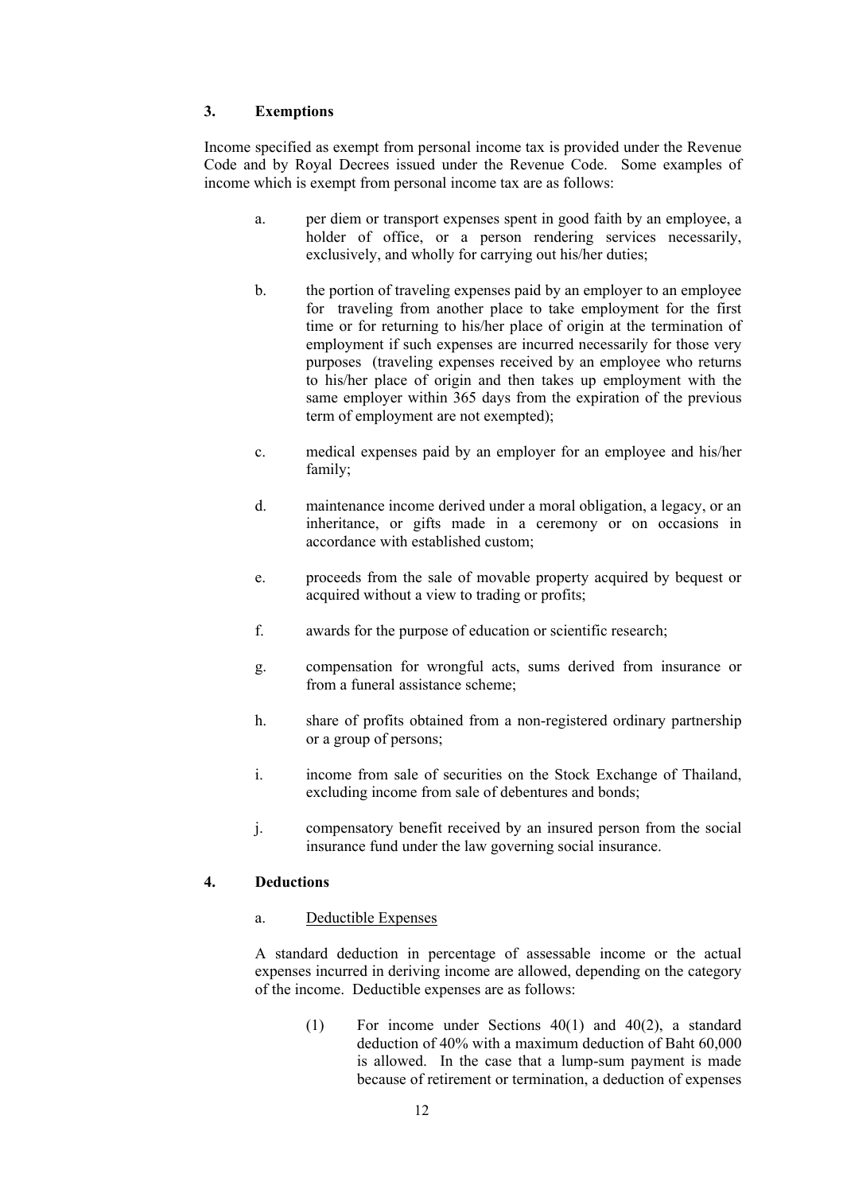## 3. Exemptions

Income specified as exempt from personal income tax is provided under the Revenue Code and by Royal Decrees issued under the Revenue Code. Some examples of income which is exempt from personal income tax are as follows:

a. per diem or transport expenses spent in good faith by an employee, a holder of office, or a person rendering services necessarily, exclusively, and wholly for carrying out his/her duties;

b. the portion of traveling expenses paid by an employer to an employee for traveling from another place to take employment for the first time or for returning to his/her place of origin at the termination of employment if such expenses are incurred necessarily for those very purposes (traveling expenses received by an employee who returns to his/her place of origin and then takes up employment with the same employer within 365 days from the expiration of the previous term of employment are not exempted);

c. medical expenses paid by an employer for an employee and his/her family;

d. maintenance income derived under a moral obligation, a legacy, or an inheritance, or gifts made in a ceremony or on occasions in accordance with established custom;

e. proceeds from the sale of movable property acquired by bequest or acquired without a view to trading or profits;

f. awards for the purpose of education or scientific research;

g. compensation for wrongful acts, sums derived from insurance or from a funeral assistance scheme;

h. share of profits obtained from a non-registered ordinary partnership or a group of persons;

i. income from sale of securities on the Stock Exchange of Thailand, excluding income from sale of debentures and bonds;

j. compensatory benefit received by an insured person from the social insurance fund under the law governing social insurance.

## 4. Deductions

### a. Deductible Expenses

A standard deduction in percentage of assessable income or the actual expenses incurred in deriving income are allowed, depending on the category of the income. Deductible expenses are as follows:

(1) For income under Sections 40(1) and 40(2), a standard deduction of 40% with a maximum deduction of Baht 60,000 is allowed. In the case that a lump-sum payment is made because of retirement or termination, a deduction of expenses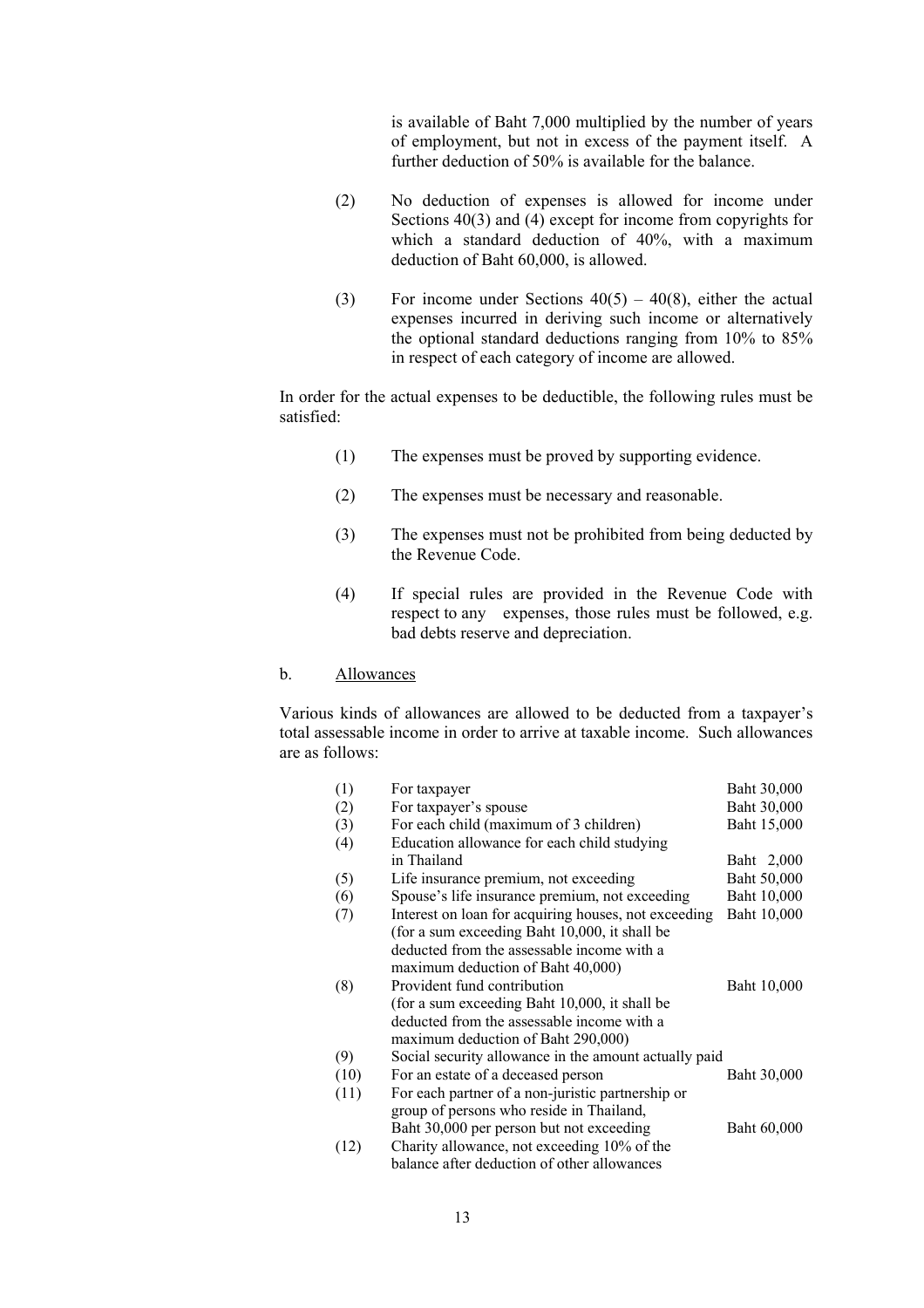is available of Baht 7,000 multiplied by the number of years of employment, but not in excess of the payment itself. A further deduction of 50% is available for the balance.

(2) No deduction of expenses is allowed for income under Sections 40(3) and (4) except for income from copyrights for which a standard deduction of 40%, with a maximum deduction of Baht 60,000, is allowed.

(3) For income under Sections 40(5) – 40(8), either the actual expenses incurred in deriving such income or alternatively the optional standard deductions ranging from 10% to 85% in respect of each category of income are allowed.

In order for the actual expenses to be deductible, the following rules must be satisfied:

(1) The expenses must be proved by supporting evidence.

(2) The expenses must be necessary and reasonable.

(3) The expenses must not be prohibited from being deducted by the Revenue Code.

(4) If special rules are provided in the Revenue Code with respect to any expenses, those rules must be followed, e.g. bad debts reserve and depreciation.

b. <u>Allowances</u>

Various kinds of allowances are allowed to be deducted from a taxpayer's total assessable income in order to arrive at taxable income. Such allowances are as follows:

| | | |
|---|---|---|
| (1) | For taxpayer | Baht 30,000 |
| (2) | For taxpayer's spouse | Baht 30,000 |
| (3) | For each child (maximum of 3 children) | Baht 15,000 |
| (4) | Education allowance for each child studying in Thailand | Baht 2,000 |
| (5) | Life insurance premium, not exceeding | Baht 50,000 |
| (6) | Spouse's life insurance premium, not exceeding | Baht 10,000 |
| (7) | Interest on loan for acquiring houses, not exceeding (for a sum exceeding Baht 10,000, it shall be deducted from the assessable income with a maximum deduction of Baht 40,000) | Baht 10,000 |
| (8) | Provident fund contribution (for a sum exceeding Baht 10,000, it shall be deducted from the assessable income with a maximum deduction of Baht 290,000) | Baht 10,000 |
| (9) | Social security allowance in the amount actually paid | |
| (10) | For an estate of a deceased person | Baht 30,000 |
| (11) | For each partner of a non-juristic partnership or group of persons who reside in Thailand, Baht 30,000 per person but not exceeding | Baht 60,000 |
| (12) | Charity allowance, not exceeding 10% of the balance after deduction of other allowances | |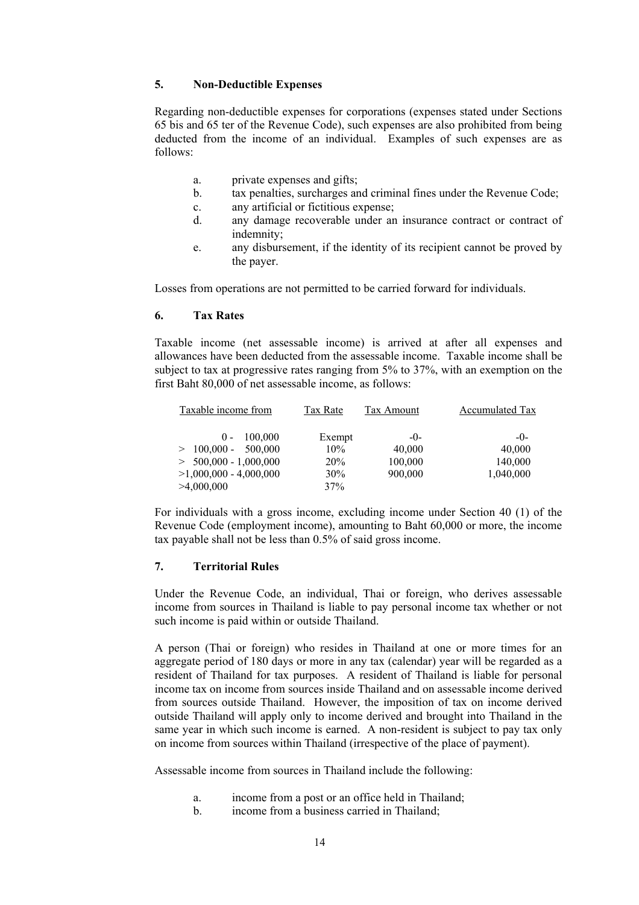## 5. Non-Deductible Expenses

Regarding non-deductible expenses for corporations (expenses stated under Sections 65 bis and 65 ter of the Revenue Code), such expenses are also prohibited from being deducted from the income of an individual. Examples of such expenses are as follows:

a. private expenses and gifts;
b. tax penalties, surcharges and criminal fines under the Revenue Code;
c. any artificial or fictitious expense;
d. any damage recoverable under an insurance contract or contract of indemnity;
e. any disbursement, if the identity of its recipient cannot be proved by the payer.

Losses from operations are not permitted to be carried forward for individuals.

## 6. Tax Rates

Taxable income (net assessable income) is arrived at after all expenses and allowances have been deducted from the assessable income. Taxable income shall be subject to tax at progressive rates ranging from 5% to 37%, with an exemption on the first Baht 80,000 of net assessable income, as follows:

| Taxable income from | Tax Rate | Tax Amount | Accumulated Tax |
|---|---|---|---|
| 0 - 100,000 | Exempt | -0- | -0- |
| > 100,000 - 500,000 | 10% | 40,000 | 40,000 |
| > 500,000 - 1,000,000 | 20% | 100,000 | 140,000 |
| >1,000,000 - 4,000,000 | 30% | 900,000 | 1,040,000 |
| >4,000,000 | 37% | | |

For individuals with a gross income, excluding income under Section 40 (1) of the Revenue Code (employment income), amounting to Baht 60,000 or more, the income tax payable shall not be less than 0.5% of said gross income.

## 7. Territorial Rules

Under the Revenue Code, an individual, Thai or foreign, who derives assessable income from sources in Thailand is liable to pay personal income tax whether or not such income is paid within or outside Thailand.

A person (Thai or foreign) who resides in Thailand at one or more times for an aggregate period of 180 days or more in any tax (calendar) year will be regarded as a resident of Thailand for tax purposes. A resident of Thailand is liable for personal income tax on income from sources inside Thailand and on assessable income derived from sources outside Thailand. However, the imposition of tax on income derived outside Thailand will apply only to income derived and brought into Thailand in the same year in which such income is earned. A non-resident is subject to pay tax only on income from sources within Thailand (irrespective of the place of payment).

Assessable income from sources in Thailand include the following:

a. income from a post or an office held in Thailand;
b. income from a business carried in Thailand;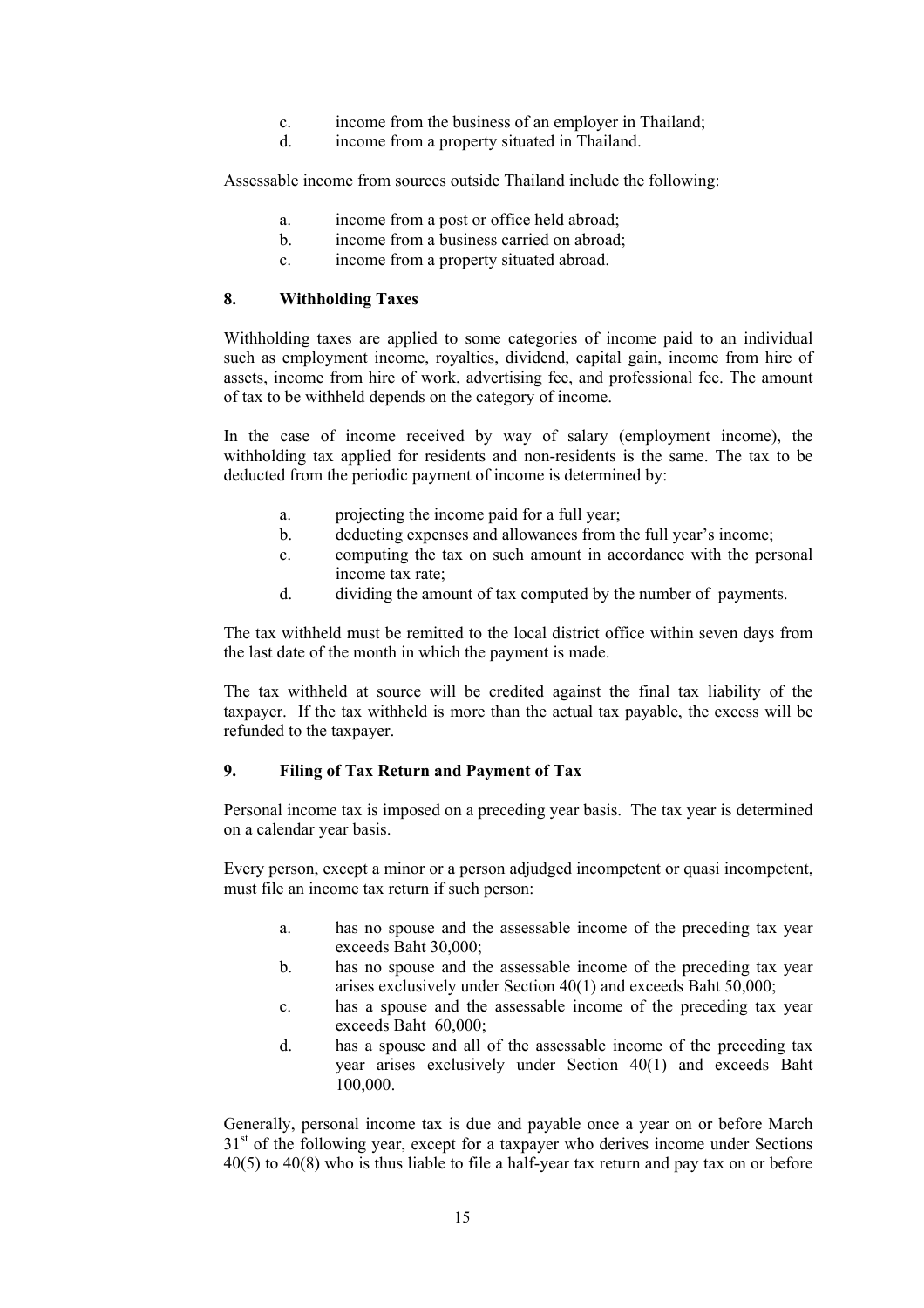c. income from the business of an employer in Thailand;
d. income from a property situated in Thailand.

Assessable income from sources outside Thailand include the following:

a. income from a post or office held abroad;
b. income from a business carried on abroad;
c. income from a property situated abroad.

### 8. Withholding Taxes

Withholding taxes are applied to some categories of income paid to an individual such as employment income, royalties, dividend, capital gain, income from hire of assets, income from hire of work, advertising fee, and professional fee. The amount of tax to be withheld depends on the category of income.

In the case of income received by way of salary (employment income), the withholding tax applied for residents and non-residents is the same. The tax to be deducted from the periodic payment of income is determined by:

a. projecting the income paid for a full year;
b. deducting expenses and allowances from the full year's income;
c. computing the tax on such amount in accordance with the personal income tax rate;
d. dividing the amount of tax computed by the number of payments.

The tax withheld must be remitted to the local district office within seven days from the last date of the month in which the payment is made.

The tax withheld at source will be credited against the final tax liability of the taxpayer. If the tax withheld is more than the actual tax payable, the excess will be refunded to the taxpayer.

### 9. Filing of Tax Return and Payment of Tax

Personal income tax is imposed on a preceding year basis. The tax year is determined on a calendar year basis.

Every person, except a minor or a person adjudged incompetent or quasi incompetent, must file an income tax return if such person:

a. has no spouse and the assessable income of the preceding tax year exceeds Baht 30,000;
b. has no spouse and the assessable income of the preceding tax year arises exclusively under Section 40(1) and exceeds Baht 50,000;
c. has a spouse and the assessable income of the preceding tax year exceeds Baht 60,000;
d. has a spouse and all of the assessable income of the preceding tax year arises exclusively under Section 40(1) and exceeds Baht 100,000.

Generally, personal income tax is due and payable once a year on or before March 31st of the following year, except for a taxpayer who derives income under Sections 40(5) to 40(8) who is thus liable to file a half-year tax return and pay tax on or before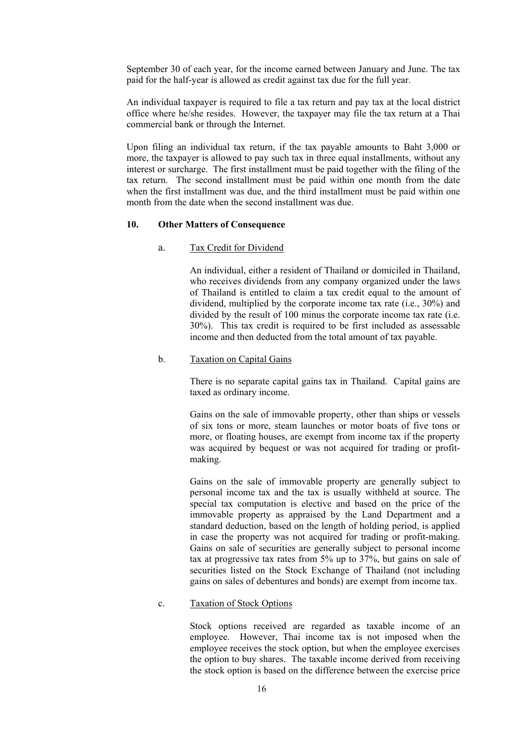September 30 of each year, for the income earned between January and June. The tax paid for the half-year is allowed as credit against tax due for the full year.

An individual taxpayer is required to file a tax return and pay tax at the local district office where he/she resides. However, the taxpayer may file the tax return at a Thai commercial bank or through the Internet.

Upon filing an individual tax return, if the tax payable amounts to Baht 3,000 or more, the taxpayer is allowed to pay such tax in three equal installments, without any interest or surcharge. The first installment must be paid together with the filing of the tax return. The second installment must be paid within one month from the date when the first installment was due, and the third installment must be paid within one month from the date when the second installment was due.

## 10. Other Matters of Consequence

### a. Tax Credit for Dividend

An individual, either a resident of Thailand or domiciled in Thailand, who receives dividends from any company organized under the laws of Thailand is entitled to claim a tax credit equal to the amount of dividend, multiplied by the corporate income tax rate (i.e., 30%) and divided by the result of 100 minus the corporate income tax rate (i.e. 30%). This tax credit is required to be first included as assessable income and then deducted from the total amount of tax payable.

### b. Taxation on Capital Gains

There is no separate capital gains tax in Thailand. Capital gains are taxed as ordinary income.

Gains on the sale of immovable property, other than ships or vessels of six tons or more, steam launches or motor boats of five tons or more, or floating houses, are exempt from income tax if the property was acquired by bequest or was not acquired for trading or profit-making.

Gains on the sale of immovable property are generally subject to personal income tax and the tax is usually withheld at source. The special tax computation is elective and based on the price of the immovable property as appraised by the Land Department and a standard deduction, based on the length of holding period, is applied in case the property was not acquired for trading or profit-making. Gains on sale of securities are generally subject to personal income tax at progressive tax rates from 5% up to 37%, but gains on sale of securities listed on the Stock Exchange of Thailand (not including gains on sales of debentures and bonds) are exempt from income tax.

### c. Taxation of Stock Options

Stock options received are regarded as taxable income of an employee. However, Thai income tax is not imposed when the employee receives the stock option, but when the employee exercises the option to buy shares. The taxable income derived from receiving the stock option is based on the difference between the exercise price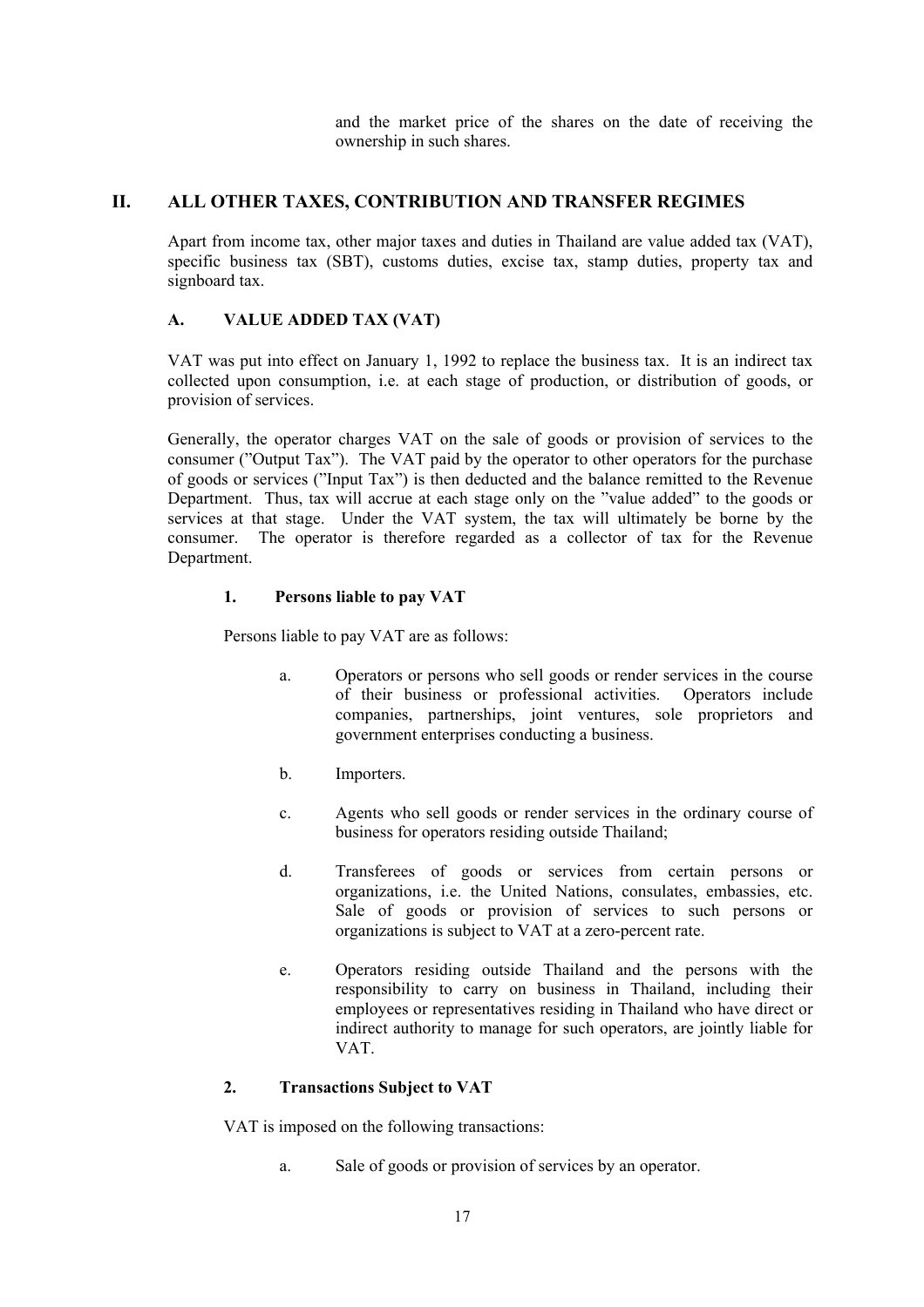and the market price of the shares on the date of receiving the ownership in such shares.

## II. ALL OTHER TAXES, CONTRIBUTION AND TRANSFER REGIMES

Apart from income tax, other major taxes and duties in Thailand are value added tax (VAT), specific business tax (SBT), customs duties, excise tax, stamp duties, property tax and signboard tax.

### A. VALUE ADDED TAX (VAT)

VAT was put into effect on January 1, 1992 to replace the business tax. It is an indirect tax collected upon consumption, i.e. at each stage of production, or distribution of goods, or provision of services.

Generally, the operator charges VAT on the sale of goods or provision of services to the consumer ("Output Tax"). The VAT paid by the operator to other operators for the purchase of goods or services ("Input Tax") is then deducted and the balance remitted to the Revenue Department. Thus, tax will accrue at each stage only on the "value added" to the goods or services at that stage. Under the VAT system, the tax will ultimately be borne by the consumer. The operator is therefore regarded as a collector of tax for the Revenue Department.

#### 1. Persons liable to pay VAT

Persons liable to pay VAT are as follows:

a. Operators or persons who sell goods or render services in the course of their business or professional activities. Operators include companies, partnerships, joint ventures, sole proprietors and government enterprises conducting a business.

b. Importers.

c. Agents who sell goods or render services in the ordinary course of business for operators residing outside Thailand;

d. Transferees of goods or services from certain persons or organizations, i.e. the United Nations, consulates, embassies, etc. Sale of goods or provision of services to such persons or organizations is subject to VAT at a zero-percent rate.

e. Operators residing outside Thailand and the persons with the responsibility to carry on business in Thailand, including their employees or representatives residing in Thailand who have direct or indirect authority to manage for such operators, are jointly liable for VAT.

#### 2. Transactions Subject to VAT

VAT is imposed on the following transactions:

a. Sale of goods or provision of services by an operator.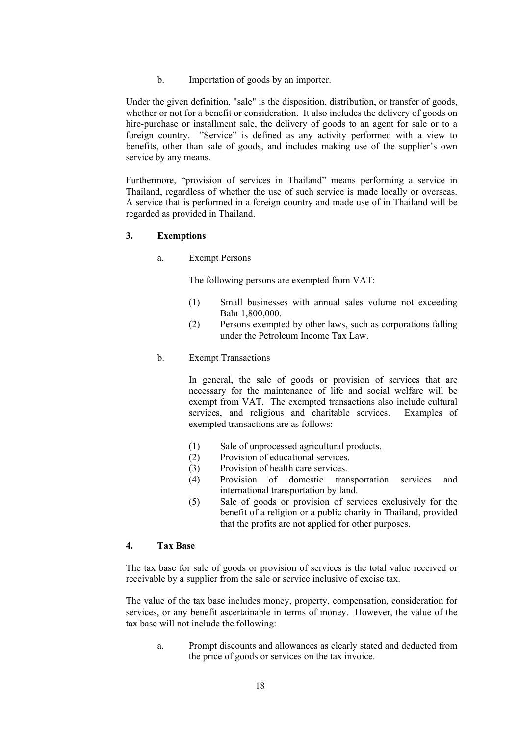b. Importation of goods by an importer.

Under the given definition, "sale" is the disposition, distribution, or transfer of goods, whether or not for a benefit or consideration. It also includes the delivery of goods on hire-purchase or installment sale, the delivery of goods to an agent for sale or to a foreign country. "Service" is defined as any activity performed with a view to benefits, other than sale of goods, and includes making use of the supplier's own service by any means.

Furthermore, "provision of services in Thailand" means performing a service in Thailand, regardless of whether the use of such service is made locally or overseas. A service that is performed in a foreign country and made use of in Thailand will be regarded as provided in Thailand.

### 3. Exemptions

a. Exempt Persons

The following persons are exempted from VAT:

(1) Small businesses with annual sales volume not exceeding Baht 1,800,000.
(2) Persons exempted by other laws, such as corporations falling under the Petroleum Income Tax Law.

b. Exempt Transactions

In general, the sale of goods or provision of services that are necessary for the maintenance of life and social welfare will be exempt from VAT. The exempted transactions also include cultural services, and religious and charitable services. Examples of exempted transactions are as follows:

(1) Sale of unprocessed agricultural products.
(2) Provision of educational services.
(3) Provision of health care services.
(4) Provision of domestic transportation services and international transportation by land.
(5) Sale of goods or provision of services exclusively for the benefit of a religion or a public charity in Thailand, provided that the profits are not applied for other purposes.

### 4. Tax Base

The tax base for sale of goods or provision of services is the total value received or receivable by a supplier from the sale or service inclusive of excise tax.

The value of the tax base includes money, property, compensation, consideration for services, or any benefit ascertainable in terms of money. However, the value of the tax base will not include the following:

a. Prompt discounts and allowances as clearly stated and deducted from the price of goods or services on the tax invoice.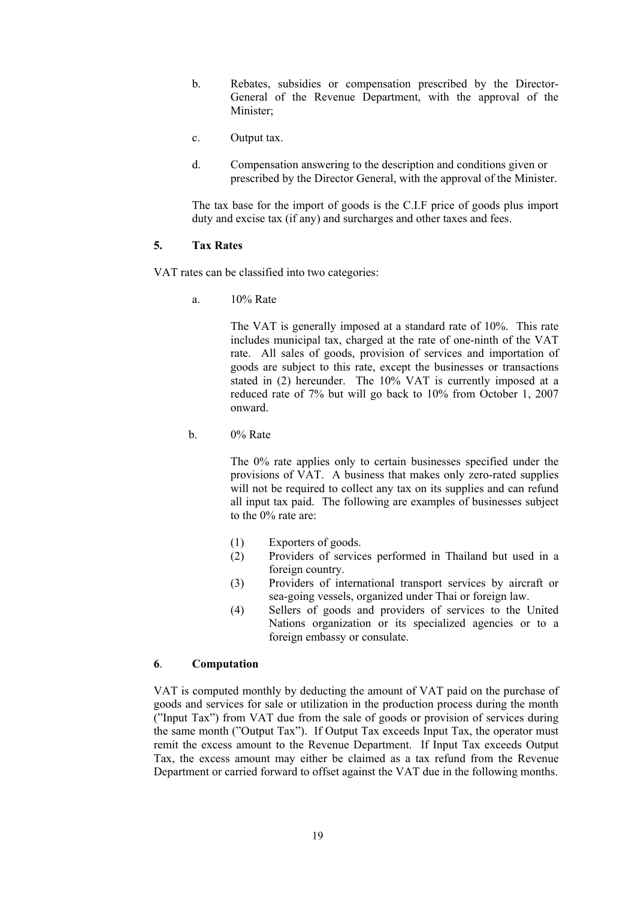b. Rebates, subsidies or compensation prescribed by the Director-General of the Revenue Department, with the approval of the Minister;

c. Output tax.

d. Compensation answering to the description and conditions given or prescribed by the Director General, with the approval of the Minister.

The tax base for the import of goods is the C.I.F price of goods plus import duty and excise tax (if any) and surcharges and other taxes and fees.

**5. Tax Rates**

VAT rates can be classified into two categories:

a. 10% Rate

The VAT is generally imposed at a standard rate of 10%. This rate includes municipal tax, charged at the rate of one-ninth of the VAT rate. All sales of goods, provision of services and importation of goods are subject to this rate, except the businesses or transactions stated in (2) hereunder. The 10% VAT is currently imposed at a reduced rate of 7% but will go back to 10% from October 1, 2007 onward.

b. 0% Rate

The 0% rate applies only to certain businesses specified under the provisions of VAT. A business that makes only zero-rated supplies will not be required to collect any tax on its supplies and can refund all input tax paid. The following are examples of businesses subject to the 0% rate are:

(1) Exporters of goods.
(2) Providers of services performed in Thailand but used in a foreign country.
(3) Providers of international transport services by aircraft or sea-going vessels, organized under Thai or foreign law.
(4) Sellers of goods and providers of services to the United Nations organization or its specialized agencies or to a foreign embassy or consulate.

**6. Computation**

VAT is computed monthly by deducting the amount of VAT paid on the purchase of goods and services for sale or utilization in the production process during the month ("Input Tax") from VAT due from the sale of goods or provision of services during the same month ("Output Tax"). If Output Tax exceeds Input Tax, the operator must remit the excess amount to the Revenue Department. If Input Tax exceeds Output Tax, the excess amount may either be claimed as a tax refund from the Revenue Department or carried forward to offset against the VAT due in the following months.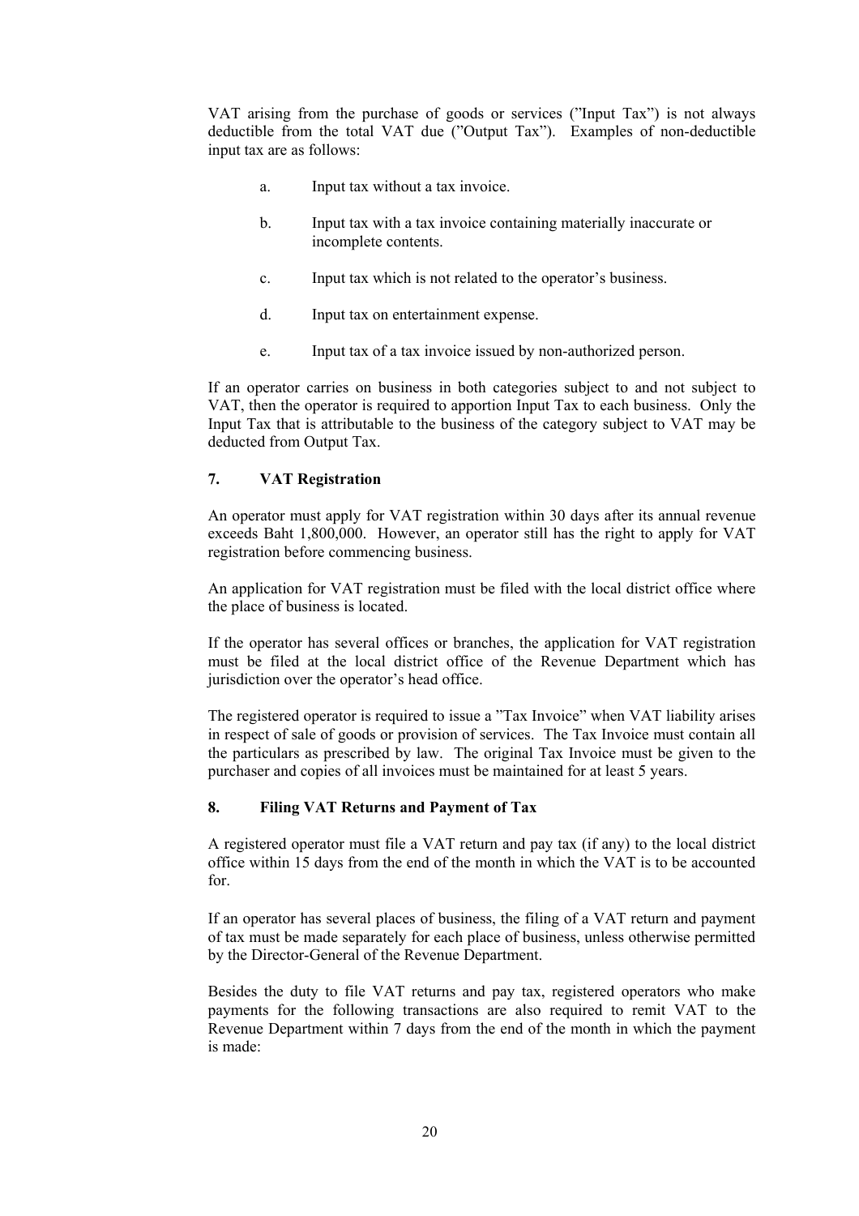VAT arising from the purchase of goods or services (”Input Tax”) is not always deductible from the total VAT due (”Output Tax”). Examples of non-deductible input tax are as follows:

a. Input tax without a tax invoice.

b. Input tax with a tax invoice containing materially inaccurate or incomplete contents.

c. Input tax which is not related to the operator’s business.

d. Input tax on entertainment expense.

e. Input tax of a tax invoice issued by non-authorized person.

If an operator carries on business in both categories subject to and not subject to VAT, then the operator is required to apportion Input Tax to each business. Only the Input Tax that is attributable to the business of the category subject to VAT may be deducted from Output Tax.

### 7. VAT Registration

An operator must apply for VAT registration within 30 days after its annual revenue exceeds Baht 1,800,000. However, an operator still has the right to apply for VAT registration before commencing business.

An application for VAT registration must be filed with the local district office where the place of business is located.

If the operator has several offices or branches, the application for VAT registration must be filed at the local district office of the Revenue Department which has jurisdiction over the operator’s head office.

The registered operator is required to issue a ”Tax Invoice” when VAT liability arises in respect of sale of goods or provision of services. The Tax Invoice must contain all the particulars as prescribed by law. The original Tax Invoice must be given to the purchaser and copies of all invoices must be maintained for at least 5 years.

### 8. Filing VAT Returns and Payment of Tax

A registered operator must file a VAT return and pay tax (if any) to the local district office within 15 days from the end of the month in which the VAT is to be accounted for.

If an operator has several places of business, the filing of a VAT return and payment of tax must be made separately for each place of business, unless otherwise permitted by the Director-General of the Revenue Department.

Besides the duty to file VAT returns and pay tax, registered operators who make payments for the following transactions are also required to remit VAT to the Revenue Department within 7 days from the end of the month in which the payment is made: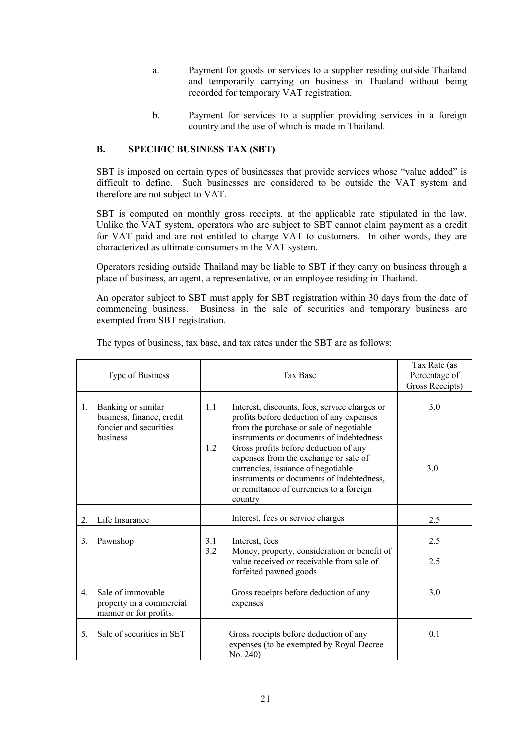a. Payment for goods or services to a supplier residing outside Thailand and temporarily carrying on business in Thailand without being recorded for temporary VAT registration.

b. Payment for services to a supplier providing services in a foreign country and the use of which is made in Thailand.

## B. SPECIFIC BUSINESS TAX (SBT)

SBT is imposed on certain types of businesses that provide services whose "value added" is difficult to define. Such businesses are considered to be outside the VAT system and therefore are not subject to VAT.

SBT is computed on monthly gross receipts, at the applicable rate stipulated in the law. Unlike the VAT system, operators who are subject to SBT cannot claim payment as a credit for VAT paid and are not entitled to charge VAT to customers. In other words, they are characterized as ultimate consumers in the VAT system.

Operators residing outside Thailand may be liable to SBT if they carry on business through a place of business, an agent, a representative, or an employee residing in Thailand.

An operator subject to SBT must apply for SBT registration within 30 days from the date of commencing business. Business in the sale of securities and temporary business are exempted from SBT registration.

The types of business, tax base, and tax rates under the SBT are as follows:

| Type of Business | Tax Base | Tax Rate (as Percentage of Gross Receipts) |
|---|---|---|
| 1. Banking or similar business, finance, credit foncier and securities business | 1.1 Interest, discounts, fees, service charges or profits before deduction of any expenses from the purchase or sale of negotiable instruments or documents of indebtedness | 3.0 |
| | 1.2 Gross profits before deduction of any expenses from the exchange or sale of currencies, issuance of negotiable instruments or documents of indebtedness, or remittance of currencies to a foreign country | 3.0 |
| 2. Life Insurance | Interest, fees or service charges | 2.5 |
| 3. Pawnshop | 3.1 Interest, fees | 2.5 |
| | 3.2 Money, property, consideration or benefit of value received or receivable from sale of forfeited pawned goods | 2.5 |
| 4. Sale of immovable property in a commercial manner or for profits. | Gross receipts before deduction of any expenses | 3.0 |
| 5. Sale of securities in SET | Gross receipts before deduction of any expenses (to be exempted by Royal Decree No. 240) | 0.1 |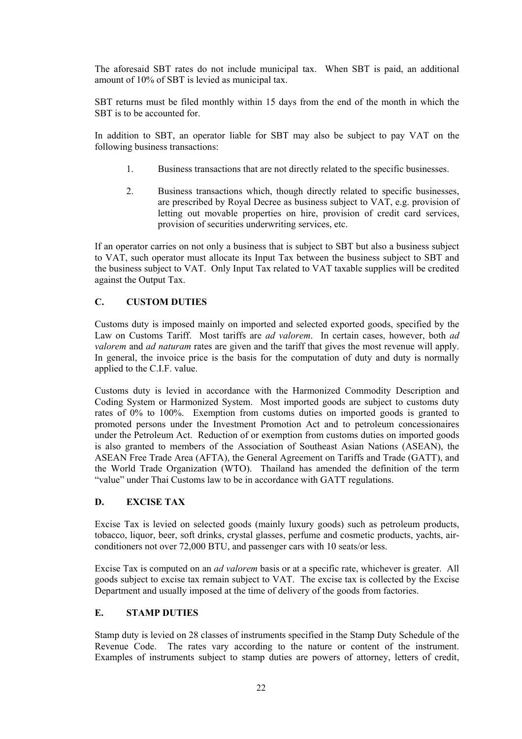The aforesaid SBT rates do not include municipal tax. When SBT is paid, an additional amount of 10% of SBT is levied as municipal tax.

SBT returns must be filed monthly within 15 days from the end of the month in which the SBT is to be accounted for.

In addition to SBT, an operator liable for SBT may also be subject to pay VAT on the following business transactions:

1. Business transactions that are not directly related to the specific businesses.

2. Business transactions which, though directly related to specific businesses, are prescribed by Royal Decree as business subject to VAT, e.g. provision of letting out movable properties on hire, provision of credit card services, provision of securities underwriting services, etc.

If an operator carries on not only a business that is subject to SBT but also a business subject to VAT, such operator must allocate its Input Tax between the business subject to SBT and the business subject to VAT. Only Input Tax related to VAT taxable supplies will be credited against the Output Tax.

## C. CUSTOM DUTIES

Customs duty is imposed mainly on imported and selected exported goods, specified by the Law on Customs Tariff. Most tariffs are *ad valorem*. In certain cases, however, both *ad valorem* and *ad naturam* rates are given and the tariff that gives the most revenue will apply. In general, the invoice price is the basis for the computation of duty and duty is normally applied to the C.I.F. value.

Customs duty is levied in accordance with the Harmonized Commodity Description and Coding System or Harmonized System. Most imported goods are subject to customs duty rates of 0% to 100%. Exemption from customs duties on imported goods is granted to promoted persons under the Investment Promotion Act and to petroleum concessionaires under the Petroleum Act. Reduction of or exemption from customs duties on imported goods is also granted to members of the Association of Southeast Asian Nations (ASEAN), the ASEAN Free Trade Area (AFTA), the General Agreement on Tariffs and Trade (GATT), and the World Trade Organization (WTO). Thailand has amended the definition of the term "value" under Thai Customs law to be in accordance with GATT regulations.

## D. EXCISE TAX

Excise Tax is levied on selected goods (mainly luxury goods) such as petroleum products, tobacco, liquor, beer, soft drinks, crystal glasses, perfume and cosmetic products, yachts, air-conditioners not over 72,000 BTU, and passenger cars with 10 seats/or less.

Excise Tax is computed on an *ad valorem* basis or at a specific rate, whichever is greater. All goods subject to excise tax remain subject to VAT. The excise tax is collected by the Excise Department and usually imposed at the time of delivery of the goods from factories.

## E. STAMP DUTIES

Stamp duty is levied on 28 classes of instruments specified in the Stamp Duty Schedule of the Revenue Code. The rates vary according to the nature or content of the instrument. Examples of instruments subject to stamp duties are powers of attorney, letters of credit,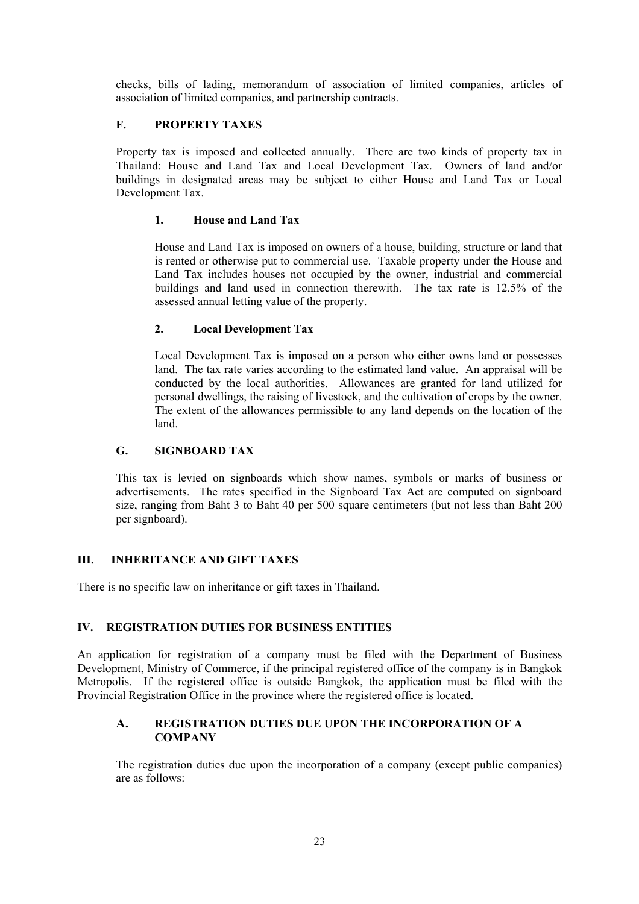checks, bills of lading, memorandum of association of limited companies, articles of association of limited companies, and partnership contracts.

### F. PROPERTY TAXES

Property tax is imposed and collected annually. There are two kinds of property tax in Thailand: House and Land Tax and Local Development Tax. Owners of land and/or buildings in designated areas may be subject to either House and Land Tax or Local Development Tax.

#### 1. House and Land Tax

House and Land Tax is imposed on owners of a house, building, structure or land that is rented or otherwise put to commercial use. Taxable property under the House and Land Tax includes houses not occupied by the owner, industrial and commercial buildings and land used in connection therewith. The tax rate is 12.5% of the assessed annual letting value of the property.

#### 2. Local Development Tax

Local Development Tax is imposed on a person who either owns land or possesses land. The tax rate varies according to the estimated land value. An appraisal will be conducted by the local authorities. Allowances are granted for land utilized for personal dwellings, the raising of livestock, and the cultivation of crops by the owner. The extent of the allowances permissible to any land depends on the location of the land.

### G. SIGNBOARD TAX

This tax is levied on signboards which show names, symbols or marks of business or advertisements. The rates specified in the Signboard Tax Act are computed on signboard size, ranging from Baht 3 to Baht 40 per 500 square centimeters (but not less than Baht 200 per signboard).

## III. INHERITANCE AND GIFT TAXES

There is no specific law on inheritance or gift taxes in Thailand.

## IV. REGISTRATION DUTIES FOR BUSINESS ENTITIES

An application for registration of a company must be filed with the Department of Business Development, Ministry of Commerce, if the principal registered office of the company is in Bangkok Metropolis. If the registered office is outside Bangkok, the application must be filed with the Provincial Registration Office in the province where the registered office is located.

### A. REGISTRATION DUTIES DUE UPON THE INCORPORATION OF A COMPANY

The registration duties due upon the incorporation of a company (except public companies) are as follows: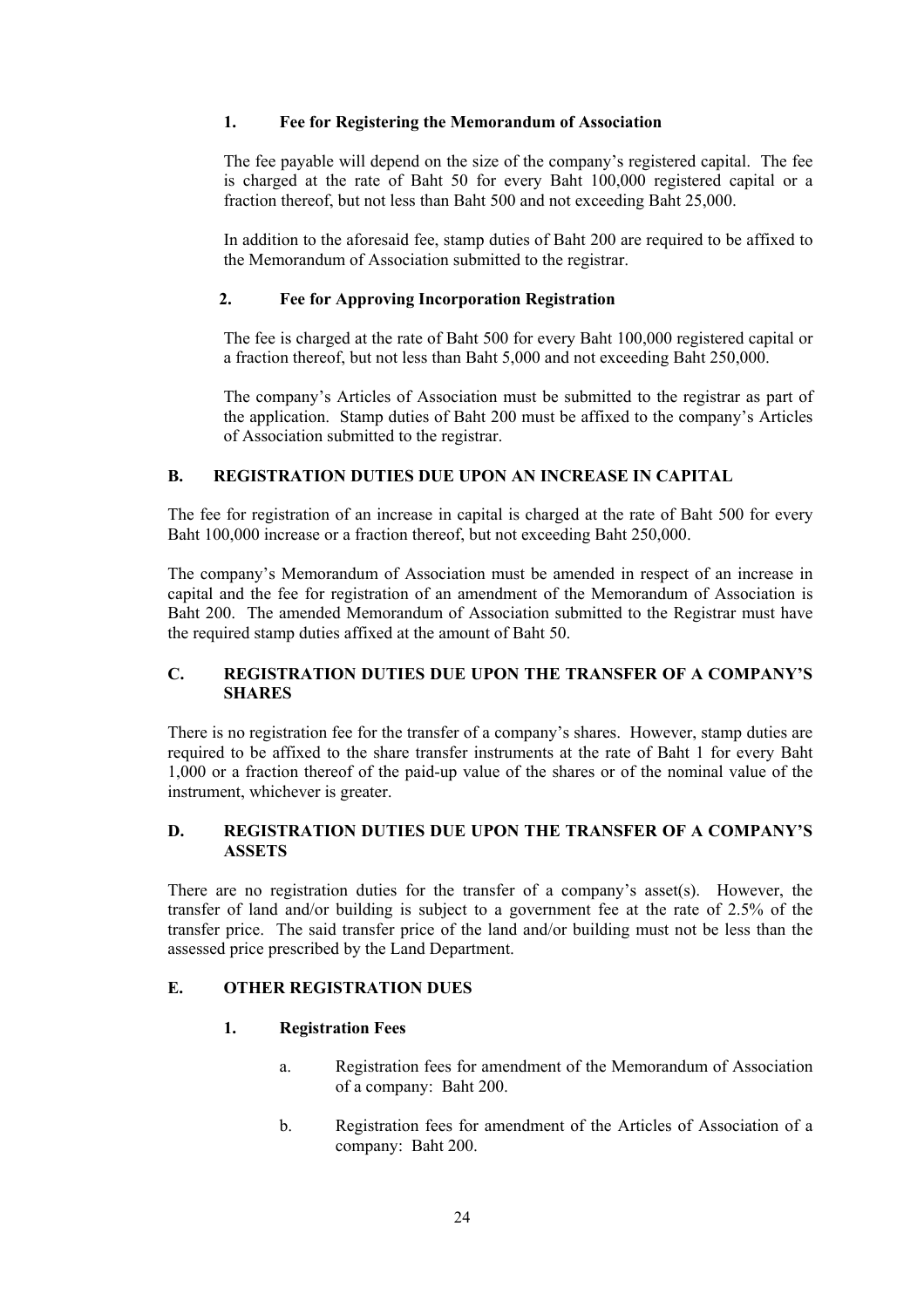### 1. Fee for Registering the Memorandum of Association

The fee payable will depend on the size of the company's registered capital. The fee is charged at the rate of Baht 50 for every Baht 100,000 registered capital or a fraction thereof, but not less than Baht 500 and not exceeding Baht 25,000.

In addition to the aforesaid fee, stamp duties of Baht 200 are required to be affixed to the Memorandum of Association submitted to the registrar.

### 2. Fee for Approving Incorporation Registration

The fee is charged at the rate of Baht 500 for every Baht 100,000 registered capital or a fraction thereof, but not less than Baht 5,000 and not exceeding Baht 250,000.

The company's Articles of Association must be submitted to the registrar as part of the application. Stamp duties of Baht 200 must be affixed to the company's Articles of Association submitted to the registrar.

## B. REGISTRATION DUTIES DUE UPON AN INCREASE IN CAPITAL

The fee for registration of an increase in capital is charged at the rate of Baht 500 for every Baht 100,000 increase or a fraction thereof, but not exceeding Baht 250,000.

The company's Memorandum of Association must be amended in respect of an increase in capital and the fee for registration of an amendment of the Memorandum of Association is Baht 200. The amended Memorandum of Association submitted to the Registrar must have the required stamp duties affixed at the amount of Baht 50.

## C. REGISTRATION DUTIES DUE UPON THE TRANSFER OF A COMPANY'S SHARES

There is no registration fee for the transfer of a company's shares. However, stamp duties are required to be affixed to the share transfer instruments at the rate of Baht 1 for every Baht 1,000 or a fraction thereof of the paid-up value of the shares or of the nominal value of the instrument, whichever is greater.

## D. REGISTRATION DUTIES DUE UPON THE TRANSFER OF A COMPANY'S ASSETS

There are no registration duties for the transfer of a company's asset(s). However, the transfer of land and/or building is subject to a government fee at the rate of 2.5% of the transfer price. The said transfer price of the land and/or building must not be less than the assessed price prescribed by the Land Department.

## E. OTHER REGISTRATION DUES

### 1. Registration Fees

a. Registration fees for amendment of the Memorandum of Association of a company: Baht 200.

b. Registration fees for amendment of the Articles of Association of a company: Baht 200.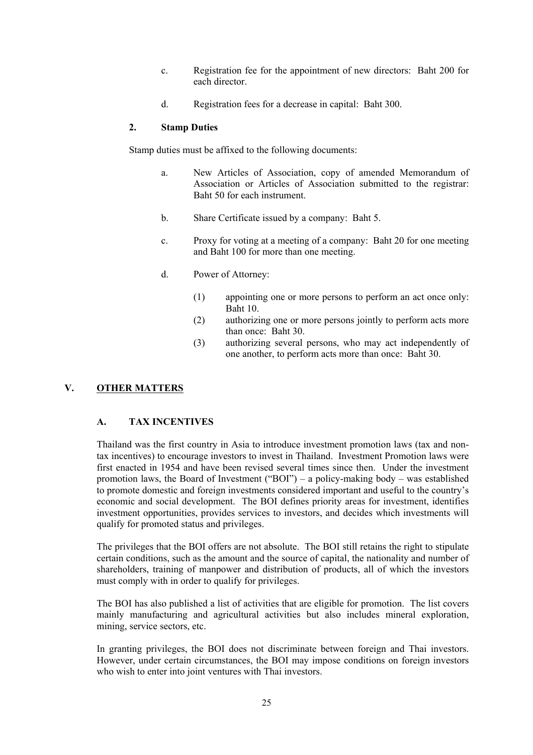c. Registration fee for the appointment of new directors: Baht 200 for each director.

d. Registration fees for a decrease in capital: Baht 300.

### 2. Stamp Duties

Stamp duties must be affixed to the following documents:

a. New Articles of Association, copy of amended Memorandum of Association or Articles of Association submitted to the registrar: Baht 50 for each instrument.

b. Share Certificate issued by a company: Baht 5.

c. Proxy for voting at a meeting of a company: Baht 20 for one meeting and Baht 100 for more than one meeting.

d. Power of Attorney:

(1) appointing one or more persons to perform an act once only: Baht 10.
(2) authorizing one or more persons jointly to perform acts more than once: Baht 30.
(3) authorizing several persons, who may act independently of one another, to perform acts more than once: Baht 30.

# V. <u>OTHER MATTERS</u>

## A. TAX INCENTIVES

Thailand was the first country in Asia to introduce investment promotion laws (tax and non-tax incentives) to encourage investors to invest in Thailand. Investment Promotion laws were first enacted in 1954 and have been revised several times since then. Under the investment promotion laws, the Board of Investment ("BOI") – a policy-making body – was established to promote domestic and foreign investments considered important and useful to the country's economic and social development. The BOI defines priority areas for investment, identifies investment opportunities, provides services to investors, and decides which investments will qualify for promoted status and privileges.

The privileges that the BOI offers are not absolute. The BOI still retains the right to stipulate certain conditions, such as the amount and the source of capital, the nationality and number of shareholders, training of manpower and distribution of products, all of which the investors must comply with in order to qualify for privileges.

The BOI has also published a list of activities that are eligible for promotion. The list covers mainly manufacturing and agricultural activities but also includes mineral exploration, mining, service sectors, etc.

In granting privileges, the BOI does not discriminate between foreign and Thai investors. However, under certain circumstances, the BOI may impose conditions on foreign investors who wish to enter into joint ventures with Thai investors.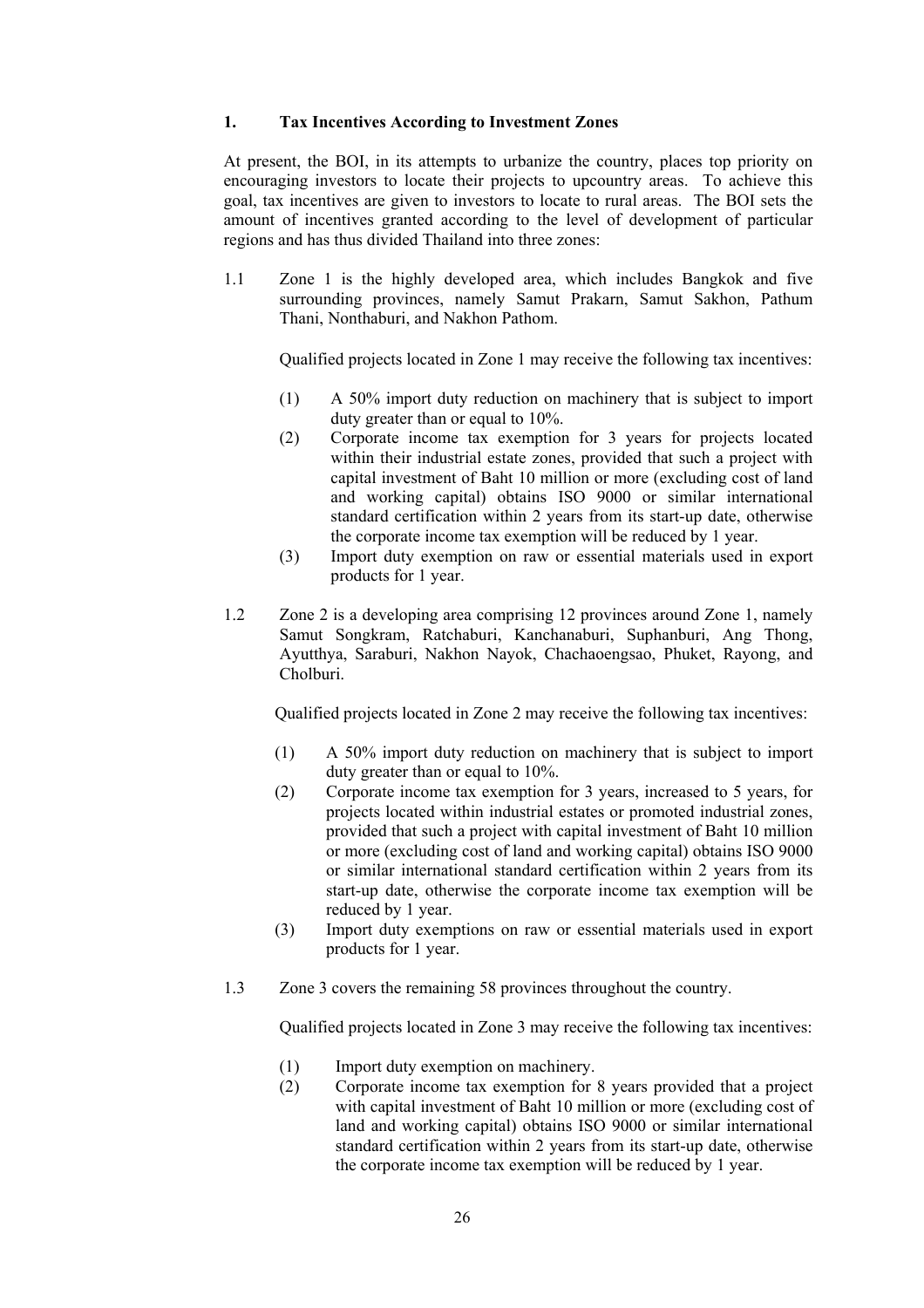## 1. Tax Incentives According to Investment Zones

At present, the BOI, in its attempts to urbanize the country, places top priority on encouraging investors to locate their projects to upcountry areas. To achieve this goal, tax incentives are given to investors to locate to rural areas. The BOI sets the amount of incentives granted according to the level of development of particular regions and has thus divided Thailand into three zones:

1.1 Zone 1 is the highly developed area, which includes Bangkok and five surrounding provinces, namely Samut Prakarn, Samut Sakhon, Pathum Thani, Nonthaburi, and Nakhon Pathom.

Qualified projects located in Zone 1 may receive the following tax incentives:

(1) A 50% import duty reduction on machinery that is subject to import duty greater than or equal to 10%.

(2) Corporate income tax exemption for 3 years for projects located within their industrial estate zones, provided that such a project with capital investment of Baht 10 million or more (excluding cost of land and working capital) obtains ISO 9000 or similar international standard certification within 2 years from its start-up date, otherwise the corporate income tax exemption will be reduced by 1 year.

(3) Import duty exemption on raw or essential materials used in export products for 1 year.

1.2 Zone 2 is a developing area comprising 12 provinces around Zone 1, namely Samut Songkram, Ratchaburi, Kanchanaburi, Suphanburi, Ang Thong, Ayutthya, Saraburi, Nakhon Nayok, Chachaoengsao, Phuket, Rayong, and Cholburi.

Qualified projects located in Zone 2 may receive the following tax incentives:

(1) A 50% import duty reduction on machinery that is subject to import duty greater than or equal to 10%.

(2) Corporate income tax exemption for 3 years, increased to 5 years, for projects located within industrial estates or promoted industrial zones, provided that such a project with capital investment of Baht 10 million or more (excluding cost of land and working capital) obtains ISO 9000 or similar international standard certification within 2 years from its start-up date, otherwise the corporate income tax exemption will be reduced by 1 year.

(3) Import duty exemptions on raw or essential materials used in export products for 1 year.

1.3 Zone 3 covers the remaining 58 provinces throughout the country.

Qualified projects located in Zone 3 may receive the following tax incentives:

(1) Import duty exemption on machinery.

(2) Corporate income tax exemption for 8 years provided that a project with capital investment of Baht 10 million or more (excluding cost of land and working capital) obtains ISO 9000 or similar international standard certification within 2 years from its start-up date, otherwise the corporate income tax exemption will be reduced by 1 year.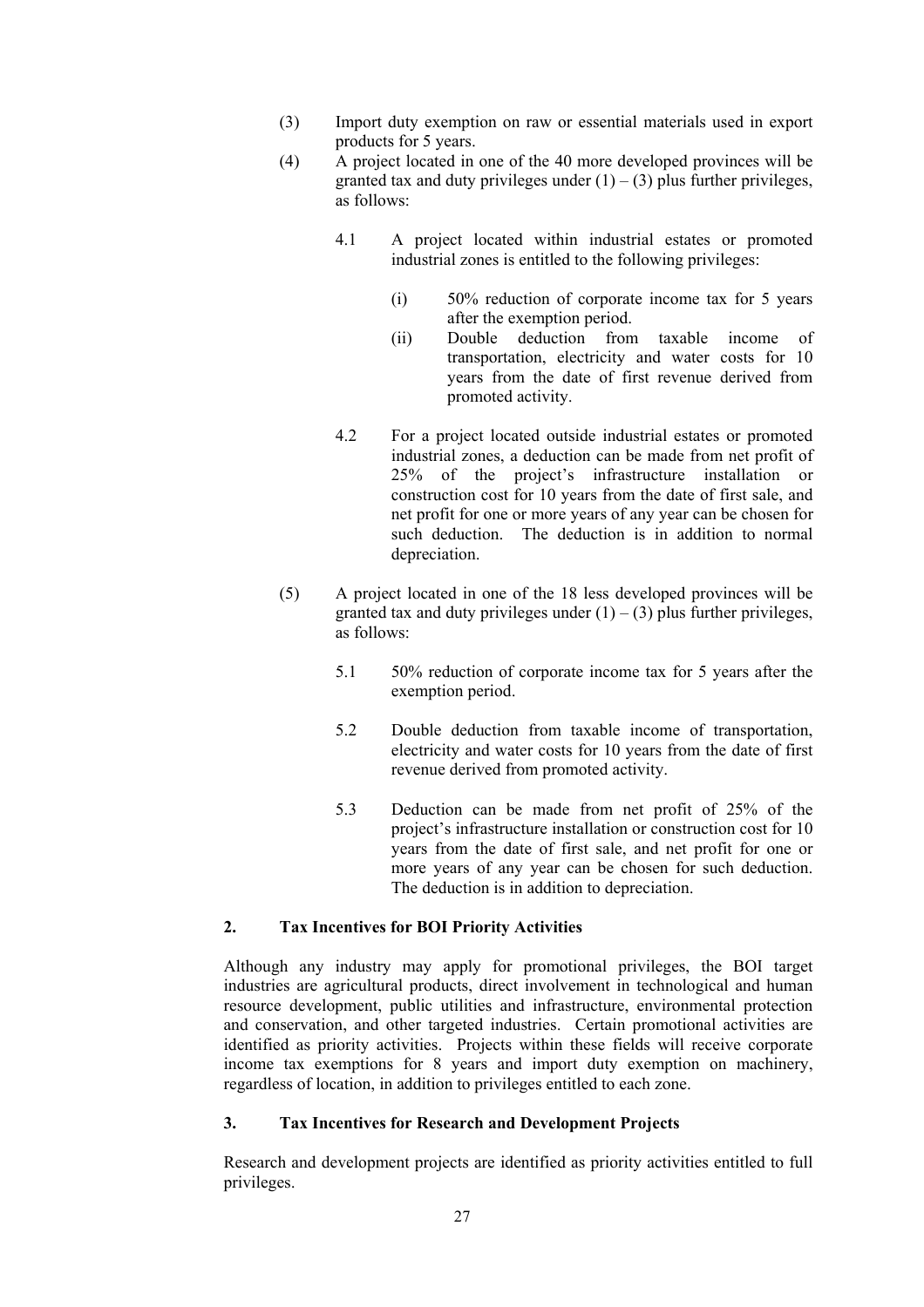(3) Import duty exemption on raw or essential materials used in export products for 5 years.

(4) A project located in one of the 40 more developed provinces will be granted tax and duty privileges under (1) – (3) plus further privileges, as follows:

   4.1 A project located within industrial estates or promoted industrial zones is entitled to the following privileges:

      (i) 50% reduction of corporate income tax for 5 years after the exemption period.

      (ii) Double deduction from taxable income of transportation, electricity and water costs for 10 years from the date of first revenue derived from promoted activity.

   4.2 For a project located outside industrial estates or promoted industrial zones, a deduction can be made from net profit of 25% of the project's infrastructure installation or construction cost for 10 years from the date of first sale, and net profit for one or more years of any year can be chosen for such deduction. The deduction is in addition to normal depreciation.

(5) A project located in one of the 18 less developed provinces will be granted tax and duty privileges under (1) – (3) plus further privileges, as follows:

   5.1 50% reduction of corporate income tax for 5 years after the exemption period.

   5.2 Double deduction from taxable income of transportation, electricity and water costs for 10 years from the date of first revenue derived from promoted activity.

   5.3 Deduction can be made from net profit of 25% of the project's infrastructure installation or construction cost for 10 years from the date of first sale, and net profit for one or more years of any year can be chosen for such deduction. The deduction is in addition to depreciation.

## 2. Tax Incentives for BOI Priority Activities

Although any industry may apply for promotional privileges, the BOI target industries are agricultural products, direct involvement in technological and human resource development, public utilities and infrastructure, environmental protection and conservation, and other targeted industries. Certain promotional activities are identified as priority activities. Projects within these fields will receive corporate income tax exemptions for 8 years and import duty exemption on machinery, regardless of location, in addition to privileges entitled to each zone.

## 3. Tax Incentives for Research and Development Projects

Research and development projects are identified as priority activities entitled to full privileges.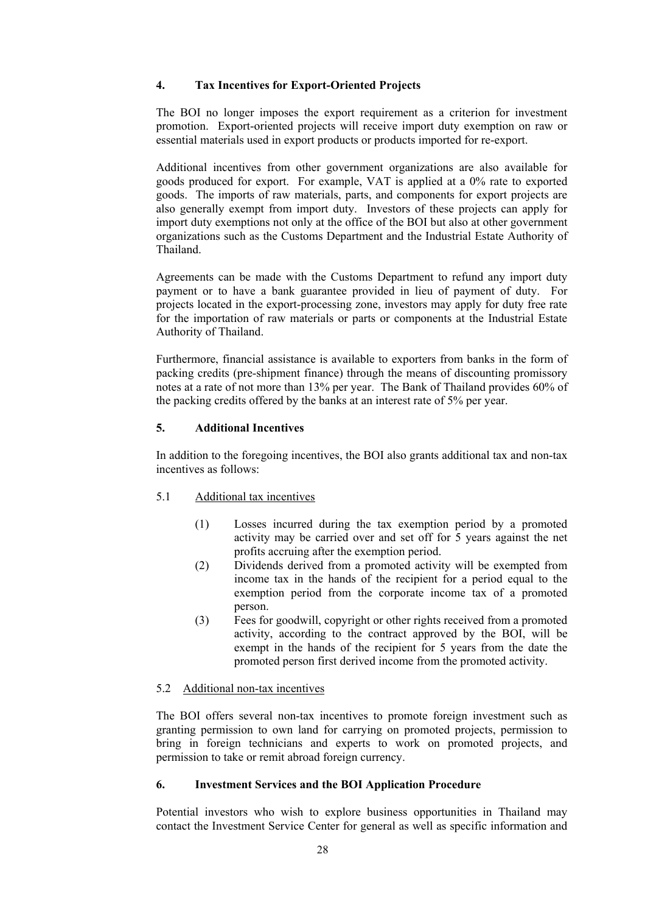## 4. Tax Incentives for Export-Oriented Projects

The BOI no longer imposes the export requirement as a criterion for investment promotion. Export-oriented projects will receive import duty exemption on raw or essential materials used in export products or products imported for re-export.

Additional incentives from other government organizations are also available for goods produced for export. For example, VAT is applied at a 0% rate to exported goods. The imports of raw materials, parts, and components for export projects are also generally exempt from import duty. Investors of these projects can apply for import duty exemptions not only at the office of the BOI but also at other government organizations such as the Customs Department and the Industrial Estate Authority of Thailand.

Agreements can be made with the Customs Department to refund any import duty payment or to have a bank guarantee provided in lieu of payment of duty. For projects located in the export-processing zone, investors may apply for duty free rate for the importation of raw materials or parts or components at the Industrial Estate Authority of Thailand.

Furthermore, financial assistance is available to exporters from banks in the form of packing credits (pre-shipment finance) through the means of discounting promissory notes at a rate of not more than 13% per year. The Bank of Thailand provides 60% of the packing credits offered by the banks at an interest rate of 5% per year.

## 5. Additional Incentives

In addition to the foregoing incentives, the BOI also grants additional tax and non-tax incentives as follows:

### 5.1 Additional tax incentives

(1) Losses incurred during the tax exemption period by a promoted activity may be carried over and set off for 5 years against the net profits accruing after the exemption period.

(2) Dividends derived from a promoted activity will be exempted from income tax in the hands of the recipient for a period equal to the exemption period from the corporate income tax of a promoted person.

(3) Fees for goodwill, copyright or other rights received from a promoted activity, according to the contract approved by the BOI, will be exempt in the hands of the recipient for 5 years from the date the promoted person first derived income from the promoted activity.

### 5.2 Additional non-tax incentives

The BOI offers several non-tax incentives to promote foreign investment such as granting permission to own land for carrying on promoted projects, permission to bring in foreign technicians and experts to work on promoted projects, and permission to take or remit abroad foreign currency.

## 6. Investment Services and the BOI Application Procedure

Potential investors who wish to explore business opportunities in Thailand may contact the Investment Service Center for general as well as specific information and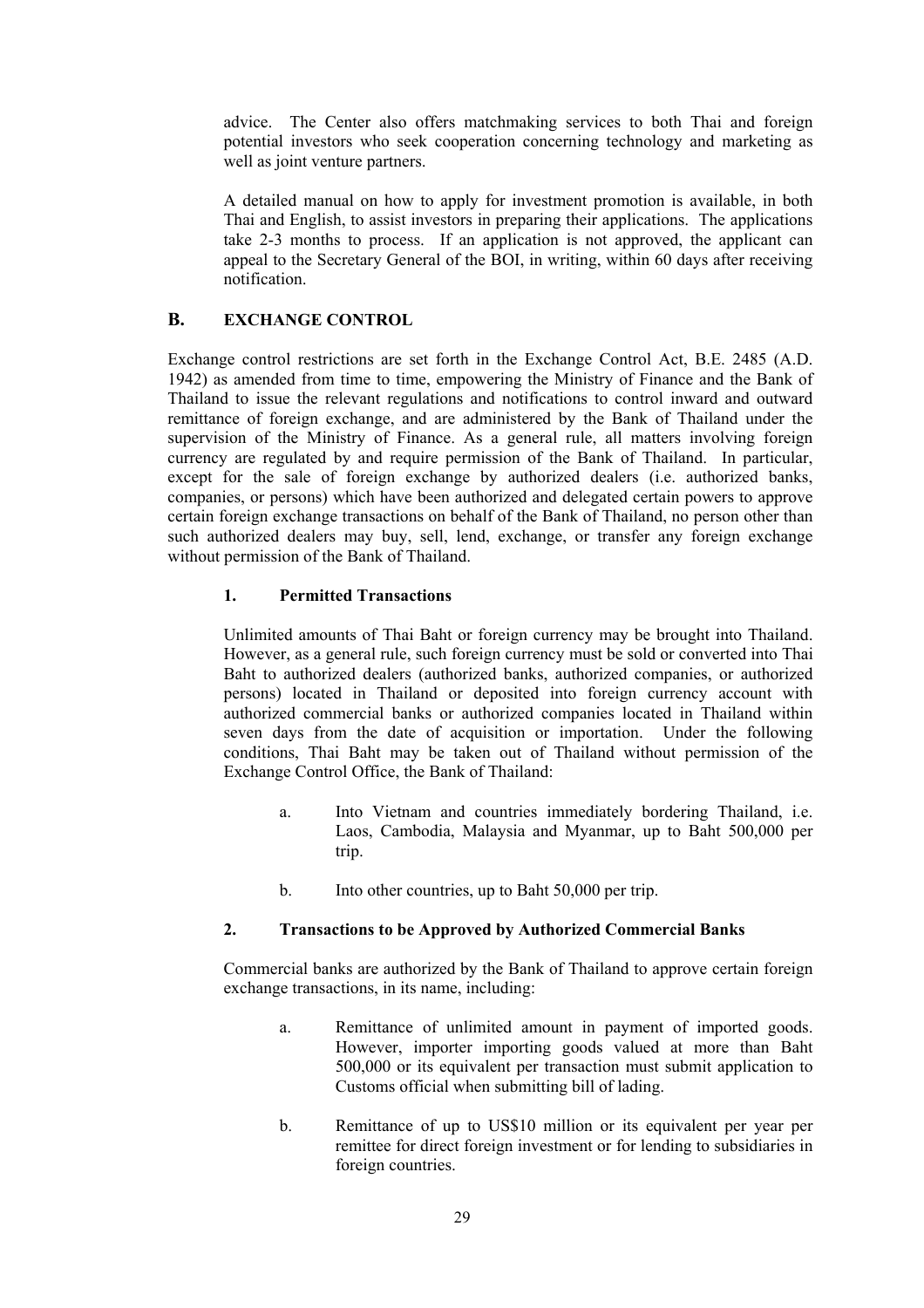advice. The Center also offers matchmaking services to both Thai and foreign potential investors who seek cooperation concerning technology and marketing as well as joint venture partners.

A detailed manual on how to apply for investment promotion is available, in both Thai and English, to assist investors in preparing their applications. The applications take 2-3 months to process. If an application is not approved, the applicant can appeal to the Secretary General of the BOI, in writing, within 60 days after receiving notification.

## B. EXCHANGE CONTROL

Exchange control restrictions are set forth in the Exchange Control Act, B.E. 2485 (A.D. 1942) as amended from time to time, empowering the Ministry of Finance and the Bank of Thailand to issue the relevant regulations and notifications to control inward and outward remittance of foreign exchange, and are administered by the Bank of Thailand under the supervision of the Ministry of Finance. As a general rule, all matters involving foreign currency are regulated by and require permission of the Bank of Thailand. In particular, except for the sale of foreign exchange by authorized dealers (i.e. authorized banks, companies, or persons) which have been authorized and delegated certain powers to approve certain foreign exchange transactions on behalf of the Bank of Thailand, no person other than such authorized dealers may buy, sell, lend, exchange, or transfer any foreign exchange without permission of the Bank of Thailand.

### 1. Permitted Transactions

Unlimited amounts of Thai Baht or foreign currency may be brought into Thailand. However, as a general rule, such foreign currency must be sold or converted into Thai Baht to authorized dealers (authorized banks, authorized companies, or authorized persons) located in Thailand or deposited into foreign currency account with authorized commercial banks or authorized companies located in Thailand within seven days from the date of acquisition or importation. Under the following conditions, Thai Baht may be taken out of Thailand without permission of the Exchange Control Office, the Bank of Thailand:

a. Into Vietnam and countries immediately bordering Thailand, i.e. Laos, Cambodia, Malaysia and Myanmar, up to Baht 500,000 per trip.

b. Into other countries, up to Baht 50,000 per trip.

### 2. Transactions to be Approved by Authorized Commercial Banks

Commercial banks are authorized by the Bank of Thailand to approve certain foreign exchange transactions, in its name, including:

a. Remittance of unlimited amount in payment of imported goods. However, importer importing goods valued at more than Baht 500,000 or its equivalent per transaction must submit application to Customs official when submitting bill of lading.

b. Remittance of up to US$10 million or its equivalent per year per remittee for direct foreign investment or for lending to subsidiaries in foreign countries.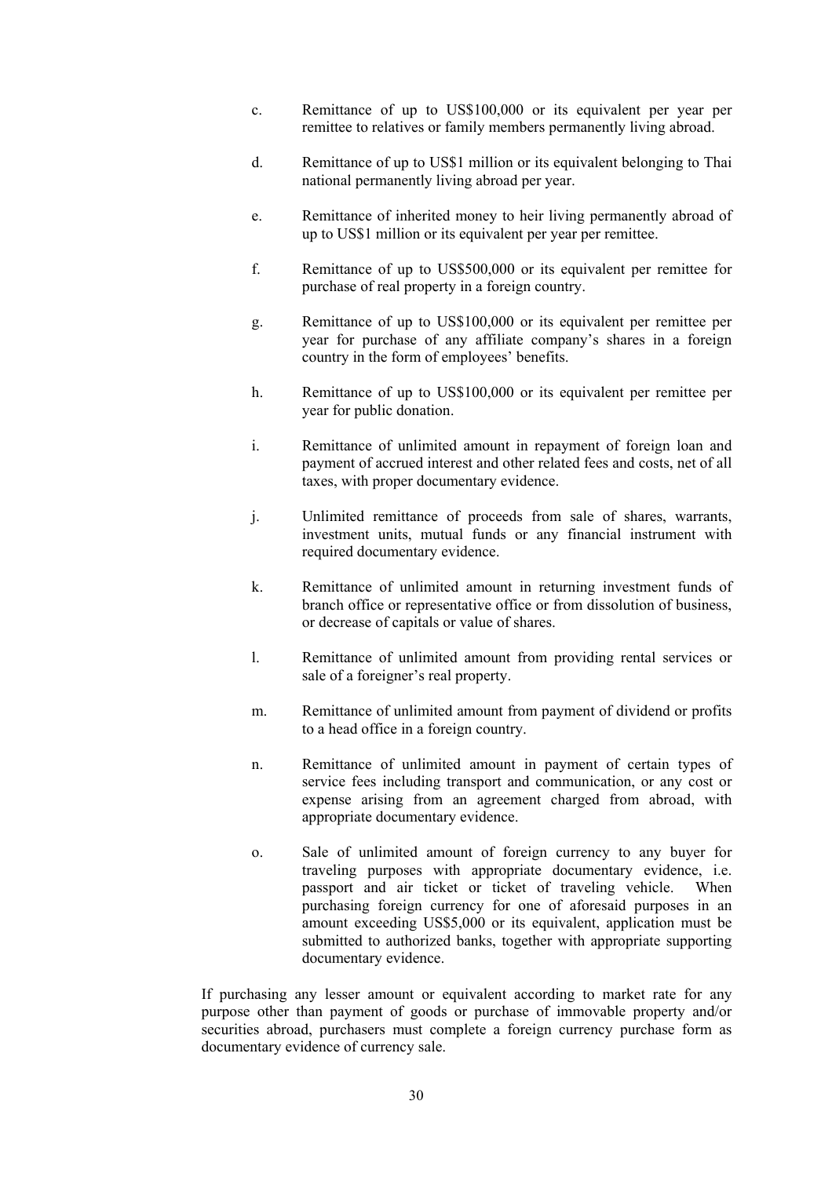c. Remittance of up to US$100,000 or its equivalent per year per remittee to relatives or family members permanently living abroad.

d. Remittance of up to US$1 million or its equivalent belonging to Thai national permanently living abroad per year.

e. Remittance of inherited money to heir living permanently abroad of up to US$1 million or its equivalent per year per remittee.

f. Remittance of up to US$500,000 or its equivalent per remittee for purchase of real property in a foreign country.

g. Remittance of up to US$100,000 or its equivalent per remittee per year for purchase of any affiliate company's shares in a foreign country in the form of employees' benefits.

h. Remittance of up to US$100,000 or its equivalent per remittee per year for public donation.

i. Remittance of unlimited amount in repayment of foreign loan and payment of accrued interest and other related fees and costs, net of all taxes, with proper documentary evidence.

j. Unlimited remittance of proceeds from sale of shares, warrants, investment units, mutual funds or any financial instrument with required documentary evidence.

k. Remittance of unlimited amount in returning investment funds of branch office or representative office or from dissolution of business, or decrease of capitals or value of shares.

l. Remittance of unlimited amount from providing rental services or sale of a foreigner's real property.

m. Remittance of unlimited amount from payment of dividend or profits to a head office in a foreign country.

n. Remittance of unlimited amount in payment of certain types of service fees including transport and communication, or any cost or expense arising from an agreement charged from abroad, with appropriate documentary evidence.

o. Sale of unlimited amount of foreign currency to any buyer for traveling purposes with appropriate documentary evidence, i.e. passport and air ticket or ticket of traveling vehicle. When purchasing foreign currency for one of aforesaid purposes in an amount exceeding US$5,000 or its equivalent, application must be submitted to authorized banks, together with appropriate supporting documentary evidence.

If purchasing any lesser amount or equivalent according to market rate for any purpose other than payment of goods or purchase of immovable property and/or securities abroad, purchasers must complete a foreign currency purchase form as documentary evidence of currency sale.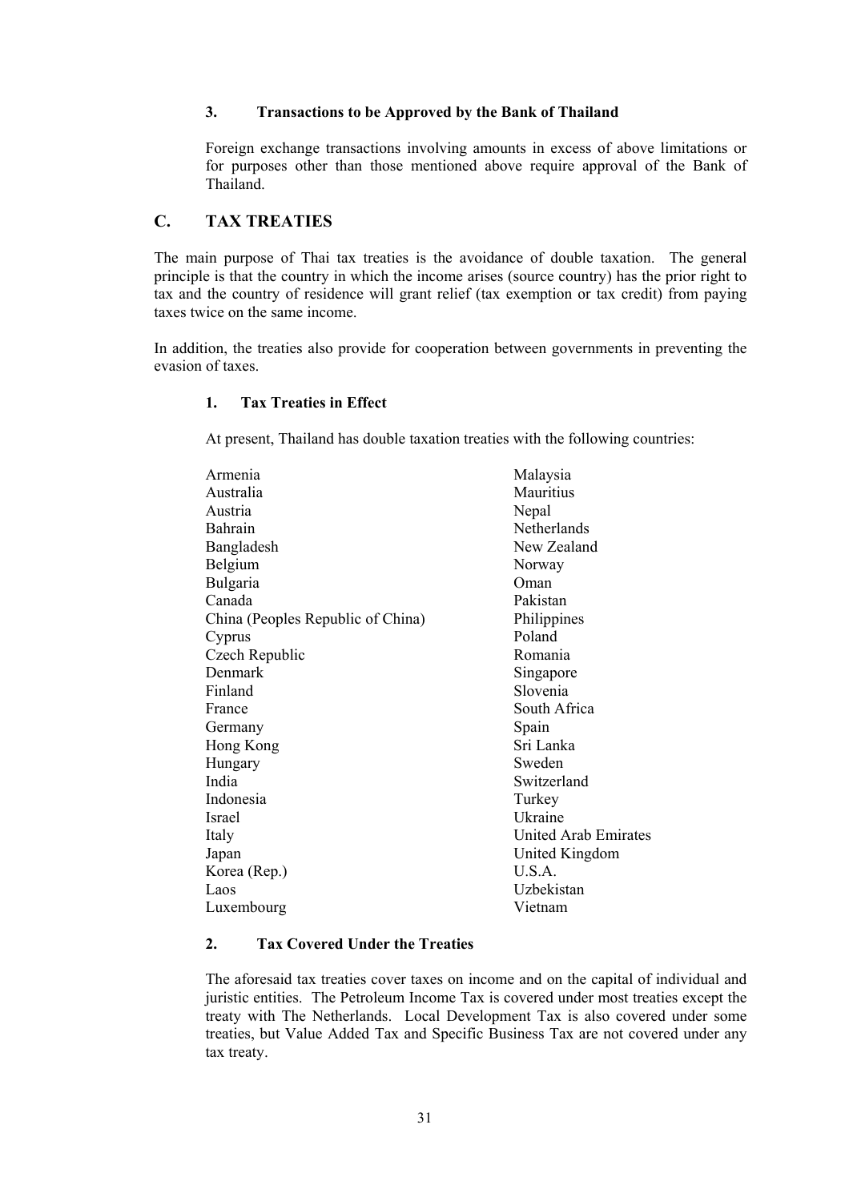### 3. Transactions to be Approved by the Bank of Thailand

Foreign exchange transactions involving amounts in excess of above limitations or for purposes other than those mentioned above require approval of the Bank of Thailand.

## C. TAX TREATIES

The main purpose of Thai tax treaties is the avoidance of double taxation. The general principle is that the country in which the income arises (source country) has the prior right to tax and the country of residence will grant relief (tax exemption or tax credit) from paying taxes twice on the same income.

In addition, the treaties also provide for cooperation between governments in preventing the evasion of taxes.

### 1. Tax Treaties in Effect

At present, Thailand has double taxation treaties with the following countries:

- Armenia
- Australia
- Austria
- Bahrain
- Bangladesh
- Belgium
- Bulgaria
- Canada
- China (Peoples Republic of China)
- Cyprus
- Czech Republic
- Denmark
- Finland
- France
- Germany
- Hong Kong
- Hungary
- India
- Indonesia
- Israel
- Italy
- Japan
- Korea (Rep.)
- Laos
- Luxembourg
- Malaysia
- Mauritius
- Nepal
- Netherlands
- New Zealand
- Norway
- Oman
- Pakistan
- Philippines
- Poland
- Romania
- Singapore
- Slovenia
- South Africa
- Spain
- Sri Lanka
- Sweden
- Switzerland
- Turkey
- Ukraine
- United Arab Emirates
- United Kingdom
- U.S.A.
- Uzbekistan
- Vietnam

### 2. Tax Covered Under the Treaties

The aforesaid tax treaties cover taxes on income and on the capital of individual and juristic entities. The Petroleum Income Tax is covered under most treaties except the treaty with The Netherlands. Local Development Tax is also covered under some treaties, but Value Added Tax and Specific Business Tax are not covered under any tax treaty.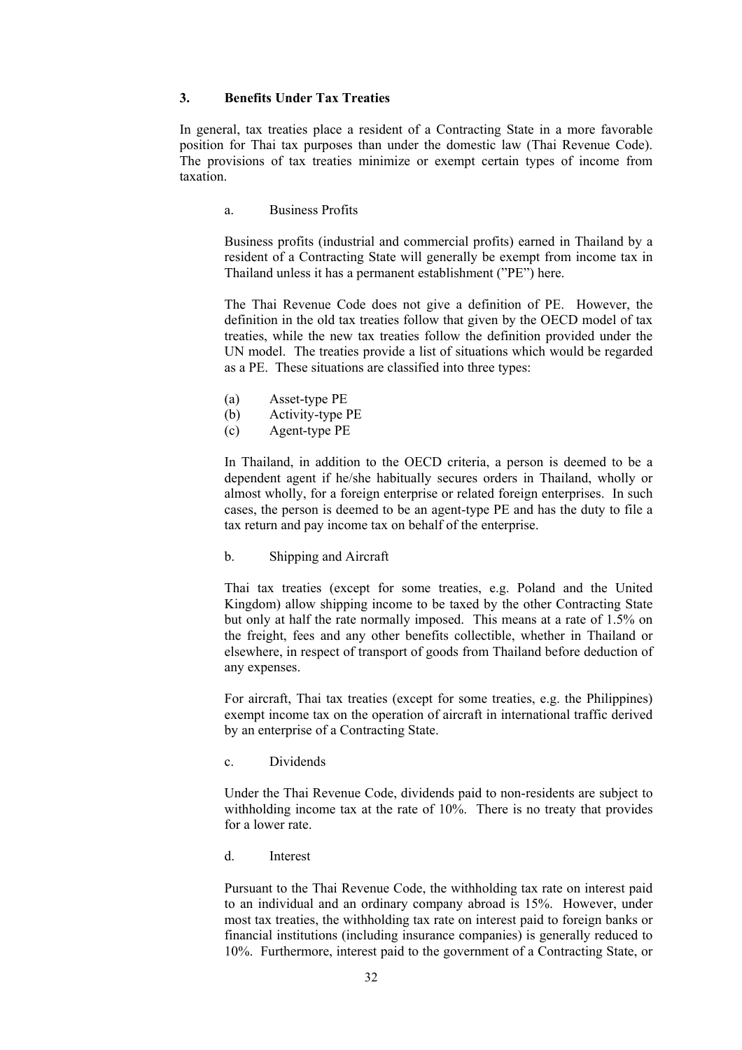## 3. Benefits Under Tax Treaties

In general, tax treaties place a resident of a Contracting State in a more favorable position for Thai tax purposes than under the domestic law (Thai Revenue Code). The provisions of tax treaties minimize or exempt certain types of income from taxation.

### a. Business Profits

Business profits (industrial and commercial profits) earned in Thailand by a resident of a Contracting State will generally be exempt from income tax in Thailand unless it has a permanent establishment ("PE") here.

The Thai Revenue Code does not give a definition of PE. However, the definition in the old tax treaties follow that given by the OECD model of tax treaties, while the new tax treaties follow the definition provided under the UN model. The treaties provide a list of situations which would be regarded as a PE. These situations are classified into three types:

(a) Asset-type PE
(b) Activity-type PE
(c) Agent-type PE

In Thailand, in addition to the OECD criteria, a person is deemed to be a dependent agent if he/she habitually secures orders in Thailand, wholly or almost wholly, for a foreign enterprise or related foreign enterprises. In such cases, the person is deemed to be an agent-type PE and has the duty to file a tax return and pay income tax on behalf of the enterprise.

### b. Shipping and Aircraft

Thai tax treaties (except for some treaties, e.g. Poland and the United Kingdom) allow shipping income to be taxed by the other Contracting State but only at half the rate normally imposed. This means at a rate of 1.5% on the freight, fees and any other benefits collectible, whether in Thailand or elsewhere, in respect of transport of goods from Thailand before deduction of any expenses.

For aircraft, Thai tax treaties (except for some treaties, e.g. the Philippines) exempt income tax on the operation of aircraft in international traffic derived by an enterprise of a Contracting State.

### c. Dividends

Under the Thai Revenue Code, dividends paid to non-residents are subject to withholding income tax at the rate of 10%. There is no treaty that provides for a lower rate.

### d. Interest

Pursuant to the Thai Revenue Code, the withholding tax rate on interest paid to an individual and an ordinary company abroad is 15%. However, under most tax treaties, the withholding tax rate on interest paid to foreign banks or financial institutions (including insurance companies) is generally reduced to 10%. Furthermore, interest paid to the government of a Contracting State, or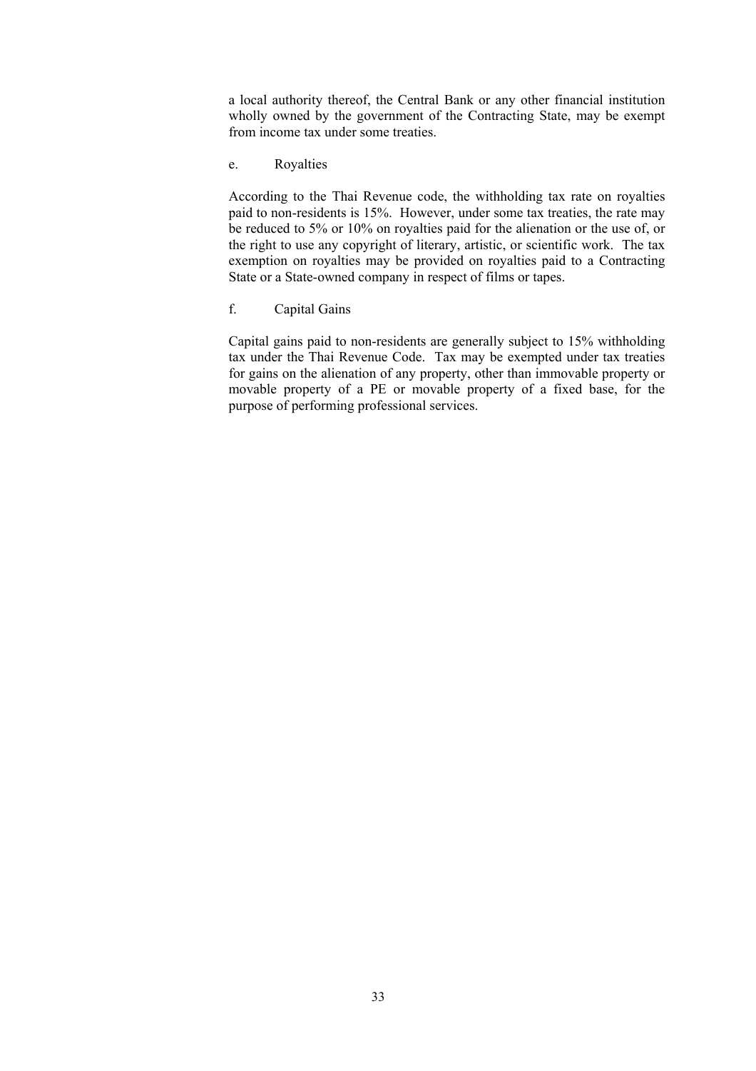a local authority thereof, the Central Bank or any other financial institution wholly owned by the government of the Contracting State, may be exempt from income tax under some treaties.

e. Royalties

According to the Thai Revenue code, the withholding tax rate on royalties paid to non-residents is 15%. However, under some tax treaties, the rate may be reduced to 5% or 10% on royalties paid for the alienation or the use of, or the right to use any copyright of literary, artistic, or scientific work. The tax exemption on royalties may be provided on royalties paid to a Contracting State or a State-owned company in respect of films or tapes.

f. Capital Gains

Capital gains paid to non-residents are generally subject to 15% withholding tax under the Thai Revenue Code. Tax may be exempted under tax treaties for gains on the alienation of any property, other than immovable property or movable property of a PE or movable property of a fixed base, for the purpose of performing professional services.